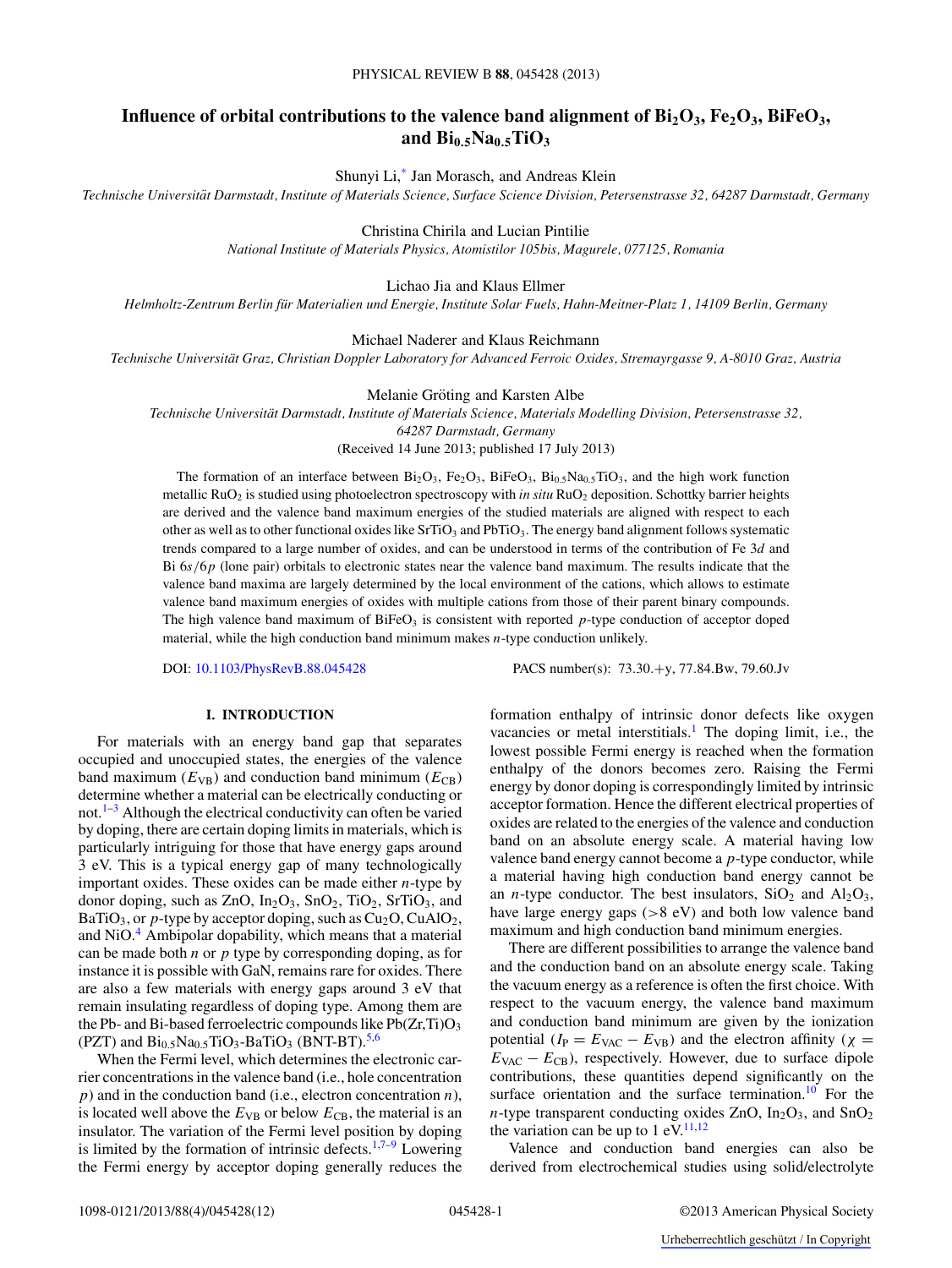# Influence of orbital contributions to the valence band alignment of $Bi_2O_3$, $Fe_2O_3$, $BiFeO_3$, and $Bi_{0.5}Na_{0.5}TiO_3$

Shunyi Li,* Jan Morasch, and Andreas Klein

*Technische Universität Darmstadt, Institute of Materials Science, Surface Science Division, Petersenstrasse 32, 64287 Darmstadt, Germany*

Christina Chirila and Lucian Pintilie

*National Institute of Materials Physics, Atomistilor 105bis, Magurele, 077125, Romania*

Lichao Jia and Klaus Ellmer

*Helmholtz-Zentrum Berlin für Materialien und Energie, Institute Solar Fuels, Hahn-Meitner-Platz 1, 14109 Berlin, Germany*

Michael Naderer and Klaus Reichmann

*Technische Universität Graz, Christian Doppler Laboratory for Advanced Ferroic Oxides, Stremayrgasse 9, A-8010 Graz, Austria*

Melanie Gröting and Karsten Albe

*Technische Universität Darmstadt, Institute of Materials Science, Materials Modelling Division, Petersenstrasse 32, 64287 Darmstadt, Germany*

(Received 14 June 2013; published 17 July 2013)

The formation of an interface between $Bi_2O_3$, $Fe_2O_3$, $BiFeO_3$, $Bi_{0.5}Na_{0.5}TiO_3$, and the high work function metallic $RuO_2$ is studied using photoelectron spectroscopy with *in situ* $RuO_2$ deposition. Schottky barrier heights are derived and the valence band maximum energies of the studied materials are aligned with respect to each other as well as to other functional oxides like $SrTiO_3$ and $PbTiO_3$. The energy band alignment follows systematic trends compared to a large number of oxides, and can be understood in terms of the contribution of Fe $3d$ and Bi $6s/6p$ (lone pair) orbitals to electronic states near the valence band maximum. The results indicate that the valence band maxima are largely determined by the local environment of the cations, which allows to estimate valence band maximum energies of oxides with multiple cations from those of their parent binary compounds. The high valence band maximum of $BiFeO_3$ is consistent with reported $p$-type conduction of acceptor doped material, while the high conduction band minimum makes $n$-type conduction unlikely.

DOI: 10.1103/PhysRevB.88.045428 PACS number(s): 73.30.+y, 77.84.Bw, 79.60.Jv

## I. INTRODUCTION

For materials with an energy band gap that separates occupied and unoccupied states, the energies of the valence band maximum ($E_{VB}$) and conduction band minimum ($E_{CB}$) determine whether a material can be electrically conducting or not.[1–3] Although the electrical conductivity can often be varied by doping, there are certain doping limits in materials, which is particularly intriguing for those that have energy gaps around 3 eV. This is a typical energy gap of many technologically important oxides. These oxides can be made either $n$-type by donor doping, such as ZnO, $In_2O_3$, $SnO_2$, $TiO_2$, $SrTiO_3$, and $BaTiO_3$, or $p$-type by acceptor doping, such as $Cu_2O$, $CuAlO_2$, and NiO.[4] Ambipolar dopability, which means that a material can be made both $n$ or $p$ type by corresponding doping, as for instance it is possible with GaN, remains rare for oxides. There are also a few materials with energy gaps around 3 eV that remain insulating regardless of doping type. Among them are the Pb- and Bi-based ferroelectric compounds like $Pb(Zr,Ti)O_3$ (PZT) and $Bi_{0.5}Na_{0.5}TiO_3$-$BaTiO_3$ (BNT-BT).[5,6]

When the Fermi level, which determines the electronic carrier concentrations in the valence band (i.e., hole concentration $p$) and in the conduction band (i.e., electron concentration $n$), is located well above the $E_{VB}$ or below $E_{CB}$, the material is an insulator. The variation of the Fermi level position by doping is limited by the formation of intrinsic defects.[1,7–9] Lowering the Fermi energy by acceptor doping generally reduces the formation enthalpy of intrinsic donor defects like oxygen vacancies or metal interstitials.[1] The doping limit, i.e., the lowest possible Fermi energy is reached when the formation enthalpy of the donors becomes zero. Raising the Fermi energy by donor doping is correspondingly limited by intrinsic acceptor formation. Hence the different electrical properties of oxides are related to the energies of the valence and conduction band on an absolute energy scale. A material having low valence band energy cannot become a $p$-type conductor, while a material having high conduction band energy cannot be an $n$-type conductor. The best insulators, $SiO_2$ and $Al_2O_3$, have large energy gaps (>8 eV) and both low valence band maximum and high conduction band minimum energies.

There are different possibilities to arrange the valence band and the conduction band on an absolute energy scale. Taking the vacuum energy as a reference is often the first choice. With respect to the vacuum energy, the valence band maximum and conduction band minimum are given by the ionization potential ($I_P = E_{VAC} - E_{VB}$) and the electron affinity ($\chi = E_{VAC} - E_{CB}$), respectively. However, due to surface dipole contributions, these quantities depend significantly on the surface orientation and the surface termination.[10] For the $n$-type transparent conducting oxides ZnO, $In_2O_3$, and $SnO_2$ the variation can be up to 1 eV.[11,12]

Valence and conduction band energies can also be derived from electrochemical studies using solid/electrolyte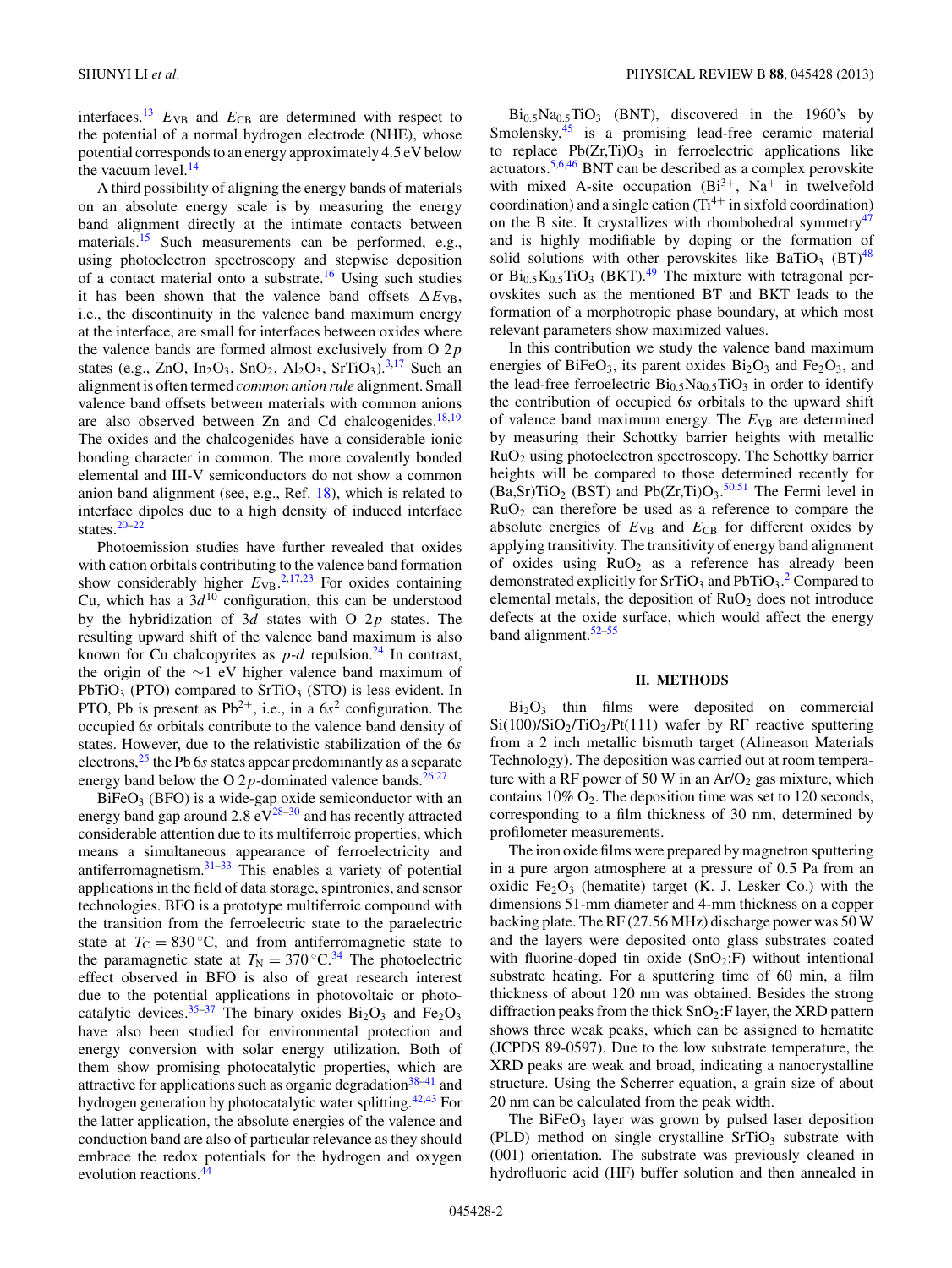interfaces.[13] $E_{VB}$ and $E_{CB}$ are determined with respect to the potential of a normal hydrogen electrode (NHE), whose potential corresponds to an energy approximately 4.5 eV below the vacuum level.[14]

A third possibility of aligning the energy bands of materials on an absolute energy scale is by measuring the energy band alignment directly at the intimate contacts between materials.[15] Such measurements can be performed, e.g., using photoelectron spectroscopy and stepwise deposition of a contact material onto a substrate.[16] Using such studies it has been shown that the valence band offsets $\Delta E_{VB}$, i.e., the discontinuity in the valence band maximum energy at the interface, are small for interfaces between oxides where the valence bands are formed almost exclusively from O 2$p$ states (e.g., ZnO, $In_2O_3$, $SnO_2$, $Al_2O_3$, $SrTiO_3$).[3,17] Such an alignment is often termed *common anion rule* alignment. Small valence band offsets between materials with common anions are also observed between Zn and Cd chalcogenides.[18,19] The oxides and the chalcogenides have a considerable ionic bonding character in common. The more covalently bonded elemental and III-V semiconductors do not show a common anion band alignment (see, e.g., Ref. 18), which is related to interface dipoles due to a high density of induced interface states.[20–22]

Photoemission studies have further revealed that oxides with cation orbitals contributing to the valence band formation show considerably higher $E_{VB}$.[2,17,23] For oxides containing Cu, which has a $3d^{10}$ configuration, this can be understood by the hybridization of 3$d$ states with O 2$p$ states. The resulting upward shift of the valence band maximum is also known for Cu chalcopyrites as $p$-$d$ repulsion.[24] In contrast, the origin of the ~1 eV higher valence band maximum of $PbTiO_3$ (PTO) compared to $SrTiO_3$ (STO) is less evident. In PTO, Pb is present as $Pb^{2+}$, i.e., in a $6s^2$ configuration. The occupied 6$s$ orbitals contribute to the valence band density of states. However, due to the relativistic stabilization of the 6$s$ electrons,[25] the Pb 6$s$ states appear predominantly as a separate energy band below the O 2$p$-dominated valence bands.[26,27]

$BiFeO_3$ (BFO) is a wide-gap oxide semiconductor with an energy band gap around 2.8 eV[28–30] and has recently attracted considerable attention due to its multiferroic properties, which means a simultaneous appearance of ferroelectricity and antiferromagnetism.[31–33] This enables a variety of potential applications in the field of data storage, spintronics, and sensor technologies. BFO is a prototype multiferroic compound with the transition from the ferroelectric state to the paraelectric state at $T_C = 830\,^\circ$C, and from antiferromagnetic state to the paramagnetic state at $T_N = 370\,^\circ$C.[34] The photoelectric effect observed in BFO is also of great research interest due to the potential applications in photovoltaic or photocatalytic devices.[35–37] The binary oxides $Bi_2O_3$ and $Fe_2O_3$ have also been studied for environmental protection and energy conversion with solar energy utilization. Both of them show promising photocatalytic properties, which are attractive for applications such as organic degradation[38–41] and hydrogen generation by photocatalytic water splitting.[42,43] For the latter application, the absolute energies of the valence and conduction band are also of particular relevance as they should embrace the redox potentials for the hydrogen and oxygen evolution reactions.[44]

$Bi_{0.5}Na_{0.5}TiO_3$ (BNT), discovered in the 1960's by Smolensky,[45] is a promising lead-free ceramic material to replace Pb(Zr,Ti)$O_3$ in ferroelectric applications like actuators.[5,6,46] BNT can be described as a complex perovskite with mixed A-site occupation ($Bi^{3+}$, $Na^+$ in twelvefold coordination) and a single cation ($Ti^{4+}$ in sixfold coordination) on the B site. It crystallizes with rhombohedral symmetry[47] and is highly modifiable by doping or the formation of solid solutions with other perovskites like $BaTiO_3$ (BT)[48] or $Bi_{0.5}K_{0.5}TiO_3$ (BKT).[49] The mixture with tetragonal perovskites such as the mentioned BT and BKT leads to the formation of a morphotropic phase boundary, at which most relevant parameters show maximized values.

In this contribution we study the valence band maximum energies of $BiFeO_3$, its parent oxides $Bi_2O_3$ and $Fe_2O_3$, and the lead-free ferroelectric $Bi_{0.5}Na_{0.5}TiO_3$ in order to identify the contribution of occupied 6$s$ orbitals to the upward shift of valence band maximum energy. The $E_{VB}$ are determined by measuring their Schottky barrier heights with metallic $RuO_2$ using photoelectron spectroscopy. The Schottky barrier heights will be compared to those determined recently for (Ba,Sr)$TiO_2$ (BST) and Pb(Zr,Ti)$O_3$.[50,51] The Fermi level in $RuO_2$ can therefore be used as a reference to compare the absolute energies of $E_{VB}$ and $E_{CB}$ for different oxides by applying transitivity. The transitivity of energy band alignment of oxides using $RuO_2$ as a reference has already been demonstrated explicitly for $SrTiO_3$ and $PbTiO_3$.[2] Compared to elemental metals, the deposition of $RuO_2$ does not introduce defects at the oxide surface, which would affect the energy band alignment.[52–55]

## II. METHODS

$Bi_2O_3$ thin films were deposited on commercial Si(100)/$SiO_2$/$TiO_2$/Pt(111) wafer by RF reactive sputtering from a 2 inch metallic bismuth target (Alineason Materials Technology). The deposition was carried out at room temperature with a RF power of 50 W in an Ar/$O_2$ gas mixture, which contains 10% $O_2$. The deposition time was set to 120 seconds, corresponding to a film thickness of 30 nm, determined by profilometer measurements.

The iron oxide films were prepared by magnetron sputtering in a pure argon atmosphere at a pressure of 0.5 Pa from an oxidic $Fe_2O_3$ (hematite) target (K. J. Lesker Co.) with the dimensions 51-mm diameter and 4-mm thickness on a copper backing plate. The RF (27.56 MHz) discharge power was 50 W and the layers were deposited onto glass substrates coated with fluorine-doped tin oxide ($SnO_2$:F) without intentional substrate heating. For a sputtering time of 60 min, a film thickness of about 120 nm was obtained. Besides the strong diffraction peaks from the thick $SnO_2$:F layer, the XRD pattern shows three weak peaks, which can be assigned to hematite (JCPDS 89-0597). Due to the low substrate temperature, the XRD peaks are weak and broad, indicating a nanocrystalline structure. Using the Scherrer equation, a grain size of about 20 nm can be calculated from the peak width.

The $BiFeO_3$ layer was grown by pulsed laser deposition (PLD) method on single crystalline $SrTiO_3$ substrate with (001) orientation. The substrate was previously cleaned in hydrofluoric acid (HF) buffer solution and then annealed in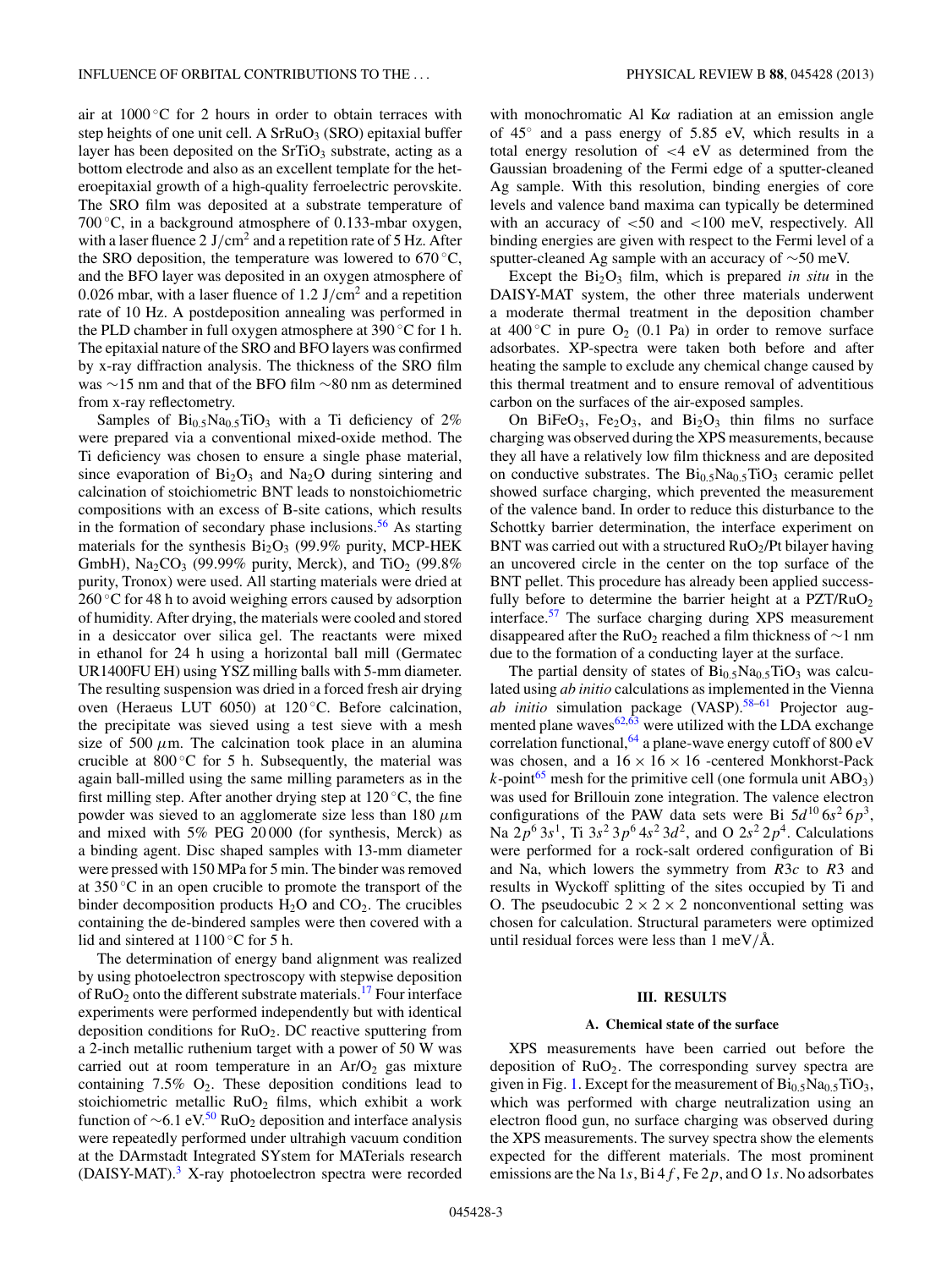air at 1000 °C for 2 hours in order to obtain terraces with step heights of one unit cell. A $SrRuO_3$ (SRO) epitaxial buffer layer has been deposited on the $SrTiO_3$ substrate, acting as a bottom electrode and also as an excellent template for the heteroepitaxial growth of a high-quality ferroelectric perovskite. The SRO film was deposited at a substrate temperature of 700 °C, in a background atmosphere of 0.133-mbar oxygen, with a laser fluence 2 $J/cm^2$ and a repetition rate of 5 Hz. After the SRO deposition, the temperature was lowered to 670 °C, and the BFO layer was deposited in an oxygen atmosphere of 0.026 mbar, with a laser fluence of 1.2 $J/cm^2$ and a repetition rate of 10 Hz. A postdeposition annealing was performed in the PLD chamber in full oxygen atmosphere at 390 °C for 1 h. The epitaxial nature of the SRO and BFO layers was confirmed by x-ray diffraction analysis. The thickness of the SRO film was ∼15 nm and that of the BFO film ∼80 nm as determined from x-ray reflectometry.

Samples of $Bi_{0.5}Na_{0.5}TiO_3$ with a Ti deficiency of 2% were prepared via a conventional mixed-oxide method. The Ti deficiency was chosen to ensure a single phase material, since evaporation of $Bi_2O_3$ and $Na_2O$ during sintering and calcination of stoichiometric BNT leads to nonstoichiometric compositions with an excess of B-site cations, which results in the formation of secondary phase inclusions.[56] As starting materials for the synthesis $Bi_2O_3$ (99.9% purity, MCP-HEK GmbH), $Na_2CO_3$ (99.99% purity, Merck), and $TiO_2$ (99.8% purity, Tronox) were used. All starting materials were dried at 260 °C for 48 h to avoid weighing errors caused by adsorption of humidity. After drying, the materials were cooled and stored in a desiccator over silica gel. The reactants were mixed in ethanol for 24 h using a horizontal ball mill (Germatec UR1400FU EH) using YSZ milling balls with 5-mm diameter. The resulting suspension was dried in a forced fresh air drying oven (Heraeus LUT 6050) at 120 °C. Before calcination, the precipitate was sieved using a test sieve with a mesh size of 500 $\mu$m. The calcination took place in an alumina crucible at 800 °C for 5 h. Subsequently, the material was again ball-milled using the same milling parameters as in the first milling step. After another drying step at 120 °C, the fine powder was sieved to an agglomerate size less than 180 $\mu$m and mixed with 5% PEG 20 000 (for synthesis, Merck) as a binding agent. Disc shaped samples with 13-mm diameter were pressed with 150 MPa for 5 min. The binder was removed at 350 °C in an open crucible to promote the transport of the binder decomposition products $H_2O$ and $CO_2$. The crucibles containing the de-bindered samples were then covered with a lid and sintered at 1100 °C for 5 h.

The determination of energy band alignment was realized by using photoelectron spectroscopy with stepwise deposition of $RuO_2$ onto the different substrate materials.[17] Four interface experiments were performed independently but with identical deposition conditions for $RuO_2$. DC reactive sputtering from a 2-inch metallic ruthenium target with a power of 50 W was carried out at room temperature in an $Ar/O_2$ gas mixture containing 7.5% $O_2$. These deposition conditions lead to stoichiometric metallic $RuO_2$ films, which exhibit a work function of ∼6.1 eV.[50] $RuO_2$ deposition and interface analysis were repeatedly performed under ultrahigh vacuum condition at the DArmstadt Integrated SYstem for MATerials research (DAISY-MAT).[3] X-ray photoelectron spectra were recorded with monochromatic Al K$\alpha$ radiation at an emission angle of 45° and a pass energy of 5.85 eV, which results in a total energy resolution of <4 eV as determined from the Gaussian broadening of the Fermi edge of a sputter-cleaned Ag sample. With this resolution, binding energies of core levels and valence band maxima can typically be determined with an accuracy of <50 and <100 meV, respectively. All binding energies are given with respect to the Fermi level of a sputter-cleaned Ag sample with an accuracy of ∼50 meV.

Except the $Bi_2O_3$ film, which is prepared *in situ* in the DAISY-MAT system, the other three materials underwent a moderate thermal treatment in the deposition chamber at 400 °C in pure $O_2$ (0.1 Pa) in order to remove surface adsorbates. XP-spectra were taken both before and after heating the sample to exclude any chemical change caused by this thermal treatment and to ensure removal of adventitious carbon on the surfaces of the air-exposed samples.

On $BiFeO_3$, $Fe_2O_3$, and $Bi_2O_3$ thin films no surface charging was observed during the XPS measurements, because they all have a relatively low film thickness and are deposited on conductive substrates. The $Bi_{0.5}Na_{0.5}TiO_3$ ceramic pellet showed surface charging, which prevented the measurement of the valence band. In order to reduce this disturbance to the Schottky barrier determination, the interface experiment on BNT was carried out with a structured $RuO_2$/Pt bilayer having an uncovered circle in the center on the top surface of the BNT pellet. This procedure has already been applied successfully before to determine the barrier height at a PZT/$RuO_2$ interface.[57] The surface charging during XPS measurement disappeared after the $RuO_2$ reached a film thickness of ∼1 nm due to the formation of a conducting layer at the surface.

The partial density of states of $Bi_{0.5}Na_{0.5}TiO_3$ was calculated using *ab initio* calculations as implemented in the Vienna *ab initio* simulation package (VASP).[58–61] Projector augmented plane waves[62,63] were utilized with the LDA exchange correlation functional,[64] a plane-wave energy cutoff of 800 eV was chosen, and a $16 \times 16 \times 16$ -centered Monkhorst-Pack $k$-point[65] mesh for the primitive cell (one formula unit $ABO_3$) was used for Brillouin zone integration. The valence electron configurations of the PAW data sets were Bi $5d^{10}\,6s^2\,6p^3$, Na $2p^6\,3s^1$, Ti $3s^2\,3p^6\,4s^2\,3d^2$, and O $2s^2\,2p^4$. Calculations were performed for a rock-salt ordered configuration of Bi and Na, which lowers the symmetry from $R3c$ to $R3$ and results in Wyckoff splitting of the sites occupied by Ti and O. The pseudocubic $2 \times 2 \times 2$ nonconventional setting was chosen for calculation. Structural parameters were optimized until residual forces were less than 1 meV/Å.

## III. RESULTS

### A. Chemical state of the surface

XPS measurements have been carried out before the deposition of $RuO_2$. The corresponding survey spectra are given in Fig. 1. Except for the measurement of $Bi_{0.5}Na_{0.5}TiO_3$, which was performed with charge neutralization using an electron flood gun, no surface charging was observed during the XPS measurements. The survey spectra show the elements expected for the different materials. The most prominent emissions are the Na 1$s$, Bi 4$f$, Fe 2$p$, and O 1$s$. No adsorbates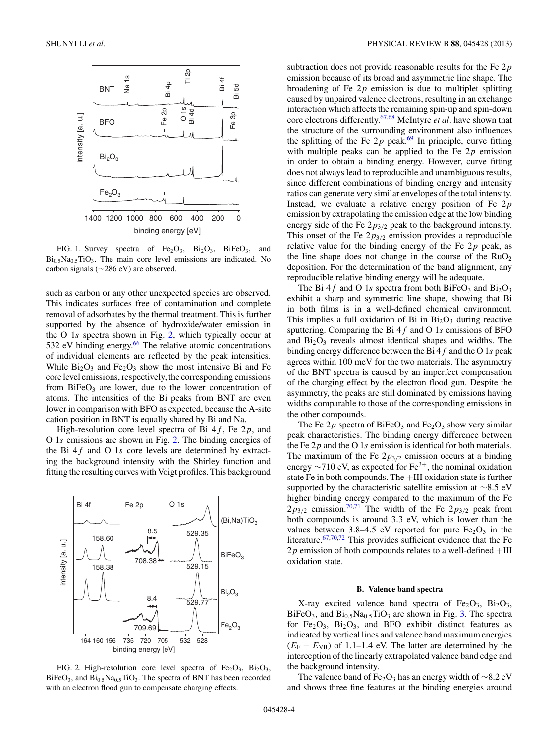FIG. 1. Survey spectra of $Fe_2O_3$, $Bi_2O_3$, $BiFeO_3$, and $Bi_{0.5}Na_{0.5}TiO_3$. The main core level emissions are indicated. No carbon signals (∼286 eV) are observed.

such as carbon or any other unexpected species are observed. This indicates surfaces free of contamination and complete removal of adsorbates by the thermal treatment. This is further supported by the absence of hydroxide/water emission in the O 1*s* spectra shown in Fig. 2, which typically occur at 532 eV binding energy.[66] The relative atomic concentrations of individual elements are reflected by the peak intensities. While $Bi_2O_3$ and $Fe_2O_3$ show the most intensive Bi and Fe core level emissions, respectively, the corresponding emissions from $BiFeO_3$ are lower, due to the lower concentration of atoms. The intensities of the Bi peaks from BNT are even lower in comparison with BFO as expected, because the A-site cation position in BNT is equally shared by Bi and Na.

High-resolution core level spectra of Bi 4*f*, Fe 2*p*, and O 1*s* emissions are shown in Fig. 2. The binding energies of the Bi 4*f* and O 1*s* core levels are determined by extracting the background intensity with the Shirley function and fitting the resulting curves with Voigt profiles. This background subtraction does not provide reasonable results for the Fe 2*p* emission because of its broad and asymmetric line shape. The broadening of Fe 2*p* emission is due to multiplet splitting caused by unpaired valence electrons, resulting in an exchange interaction which affects the remaining spin-up and spin-down core electrons differently.[67,68] McIntyre *et al.* have shown that the structure of the surrounding environment also influences the splitting of the Fe 2*p* peak.[69] In principle, curve fitting with multiple peaks can be applied to the Fe 2*p* emission in order to obtain a binding energy. However, curve fitting does not always lead to reproducible and unambiguous results, since different combinations of binding energy and intensity ratios can generate very similar envelopes of the total intensity. Instead, we evaluate a relative energy position of Fe 2*p* emission by extrapolating the emission edge at the low binding energy side of the Fe $2p_{3/2}$ peak to the background intensity. This onset of the Fe $2p_{3/2}$ emission provides a reproducible relative value for the binding energy of the Fe 2*p* peak, as the line shape does not change in the course of the $RuO_2$ deposition. For the determination of the band alignment, any reproducible relative binding energy will be adequate.

FIG. 2. High-resolution core level spectra of $Fe_2O_3$, $Bi_2O_3$, $BiFeO_3$, and $Bi_{0.5}Na_{0.5}TiO_3$. The spectra of BNT has been recorded with an electron flood gun to compensate charging effects.

The Bi 4*f* and O 1*s* spectra from both $BiFeO_3$ and $Bi_2O_3$ exhibit a sharp and symmetric line shape, showing that Bi in both films is in a well-defined chemical environment. This implies a full oxidation of Bi in $Bi_2O_3$ during reactive sputtering. Comparing the Bi 4*f* and O 1*s* emissions of BFO and $Bi_2O_3$ reveals almost identical shapes and widths. The binding energy difference between the Bi 4*f* and the O 1*s* peak agrees within 100 meV for the two materials. The asymmetry of the BNT spectra is caused by an imperfect compensation of the charging effect by the electron flood gun. Despite the asymmetry, the peaks are still dominated by emissions having widths comparable to those of the corresponding emissions in the other compounds.

The Fe 2*p* spectra of $BiFeO_3$ and $Fe_2O_3$ show very similar peak characteristics. The binding energy difference between the Fe 2*p* and the O 1*s* emission is identical for both materials. The maximum of the Fe $2p_{3/2}$ emission occurs at a binding energy ∼710 eV, as expected for $Fe^{3+}$, the nominal oxidation state Fe in both compounds. The +III oxidation state is further supported by the characteristic satellite emission at ∼8.5 eV higher binding energy compared to the maximum of the Fe $2p_{3/2}$ emission.[70,71] The width of the Fe $2p_{3/2}$ peak from both compounds is around 3.3 eV, which is lower than the values between 3.8–4.5 eV reported for pure $Fe_2O_3$ in the literature.[67,70,72] This provides sufficient evidence that the Fe 2*p* emission of both compounds relates to a well-defined +III oxidation state.

### B. Valence band spectra

X-ray excited valence band spectra of $Fe_2O_3$, $Bi_2O_3$, $BiFeO_3$, and $Bi_{0.5}Na_{0.5}TiO_3$ are shown in Fig. 3. The spectra for $Fe_2O_3$, $Bi_2O_3$, and BFO exhibit distinct features as indicated by vertical lines and valence band maximum energies ($E_F - E_{VB}$) of 1.1–1.4 eV. The latter are determined by the interception of the linearly extrapolated valence band edge and the background intensity.

The valence band of $Fe_2O_3$ has an energy width of ∼8.2 eV and shows three fine features at the binding energies around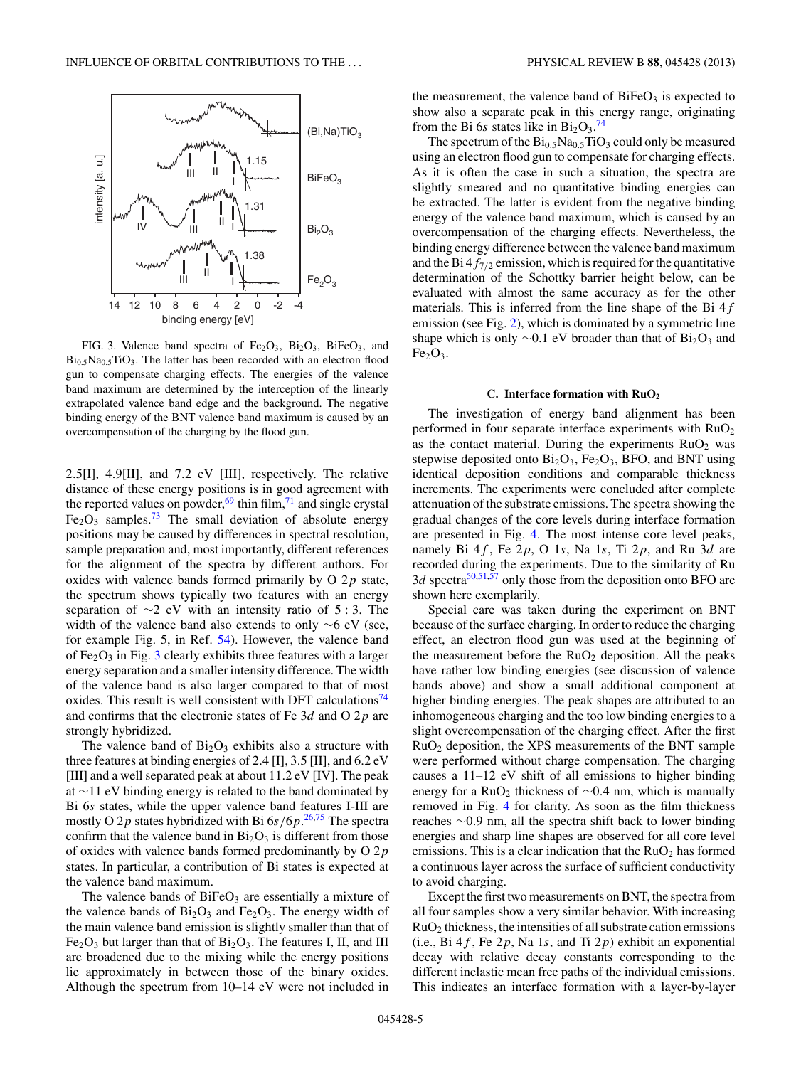FIG. 3. Valence band spectra of $Fe_2O_3$, $Bi_2O_3$, $BiFeO_3$, and $Bi_{0.5}Na_{0.5}TiO_3$. The latter has been recorded with an electron flood gun to compensate charging effects. The energies of the valence band maximum are determined by the interception of the linearly extrapolated valence band edge and the background. The negative binding energy of the BNT valence band maximum is caused by an overcompensation of the charging by the flood gun.

2.5[I], 4.9[II], and 7.2 eV [III], respectively. The relative distance of these energy positions is in good agreement with the reported values on powder,[69] thin film,[71] and single crystal $Fe_2O_3$ samples.[73] The small deviation of absolute energy positions may be caused by differences in spectral resolution, sample preparation and, most importantly, different references for the alignment of the spectra by different authors. For oxides with valence bands formed primarily by O $2p$ state, the spectrum shows typically two features with an energy separation of ~2 eV with an intensity ratio of 5 : 3. The width of the valence band also extends to only ~6 eV (see, for example Fig. 5, in Ref. 54). However, the valence band of $Fe_2O_3$ in Fig. 3 clearly exhibits three features with a larger energy separation and a smaller intensity difference. The width of the valence band is also larger compared to that of most oxides. This result is well consistent with DFT calculations[74] and confirms that the electronic states of Fe $3d$ and O $2p$ are strongly hybridized.

The valence band of $Bi_2O_3$ exhibits also a structure with three features at binding energies of 2.4 [I], 3.5 [II], and 6.2 eV [III] and a well separated peak at about 11.2 eV [IV]. The peak at ~11 eV binding energy is related to the band dominated by Bi $6s$ states, while the upper valence band features I-III are mostly O $2p$ states hybridized with Bi $6s/6p$.[26,75] The spectra confirm that the valence band in $Bi_2O_3$ is different from those of oxides with valence bands formed predominantly by O $2p$ states. In particular, a contribution of Bi states is expected at the valence band maximum.

The valence bands of $BiFeO_3$ are essentially a mixture of the valence bands of $Bi_2O_3$ and $Fe_2O_3$. The energy width of the main valence band emission is slightly smaller than that of $Fe_2O_3$ but larger than that of $Bi_2O_3$. The features I, II, and III are broadened due to the mixing while the energy positions lie approximately in between those of the binary oxides. Although the spectrum from 10–14 eV were not included in the measurement, the valence band of $BiFeO_3$ is expected to show also a separate peak in this energy range, originating from the Bi $6s$ states like in $Bi_2O_3$.[74]

The spectrum of the $Bi_{0.5}Na_{0.5}TiO_3$ could only be measured using an electron flood gun to compensate for charging effects. As it is often the case in such a situation, the spectra are slightly smeared and no quantitative binding energies can be extracted. The latter is evident from the negative binding energy of the valence band maximum, which is caused by an overcompensation of the charging effects. Nevertheless, the binding energy difference between the valence band maximum and the Bi $4f_{7/2}$ emission, which is required for the quantitative determination of the Schottky barrier height below, can be evaluated with almost the same accuracy as for the other materials. This is inferred from the line shape of the Bi $4f$ emission (see Fig. 2), which is dominated by a symmetric line shape which is only ~0.1 eV broader than that of $Bi_2O_3$ and $Fe_2O_3$.

### C. Interface formation with $RuO_2$

The investigation of energy band alignment has been performed in four separate interface experiments with $RuO_2$ as the contact material. During the experiments $RuO_2$ was stepwise deposited onto $Bi_2O_3$, $Fe_2O_3$, BFO, and BNT using identical deposition conditions and comparable thickness increments. The experiments were concluded after complete attenuation of the substrate emissions. The spectra showing the gradual changes of the core levels during interface formation are presented in Fig. 4. The most intense core level peaks, namely Bi $4f$, Fe $2p$, O $1s$, Na $1s$, Ti $2p$, and Ru $3d$ are recorded during the experiments. Due to the similarity of Ru $3d$ spectra[50,51,57] only those from the deposition onto BFO are shown here exemplarily.

Special care was taken during the experiment on BNT because of the surface charging. In order to reduce the charging effect, an electron flood gun was used at the beginning of the measurement before the $RuO_2$ deposition. All the peaks have rather low binding energies (see discussion of valence bands above) and show a small additional component at higher binding energies. The peak shapes are attributed to an inhomogeneous charging and the too low binding energies to a slight overcompensation of the charging effect. After the first $RuO_2$ deposition, the XPS measurements of the BNT sample were performed without charge compensation. The charging causes a 11–12 eV shift of all emissions to higher binding energy for a $RuO_2$ thickness of ~0.4 nm, which is manually removed in Fig. 4 for clarity. As soon as the film thickness reaches ~0.9 nm, all the spectra shift back to lower binding energies and sharp line shapes are observed for all core level emissions. This is a clear indication that the $RuO_2$ has formed a continuous layer across the surface of sufficient conductivity to avoid charging.

Except the first two measurements on BNT, the spectra from all four samples show a very similar behavior. With increasing $RuO_2$ thickness, the intensities of all substrate cation emissions (i.e., Bi $4f$, Fe $2p$, Na $1s$, and Ti $2p$) exhibit an exponential decay with relative decay constants corresponding to the different inelastic mean free paths of the individual emissions. This indicates an interface formation with a layer-by-layer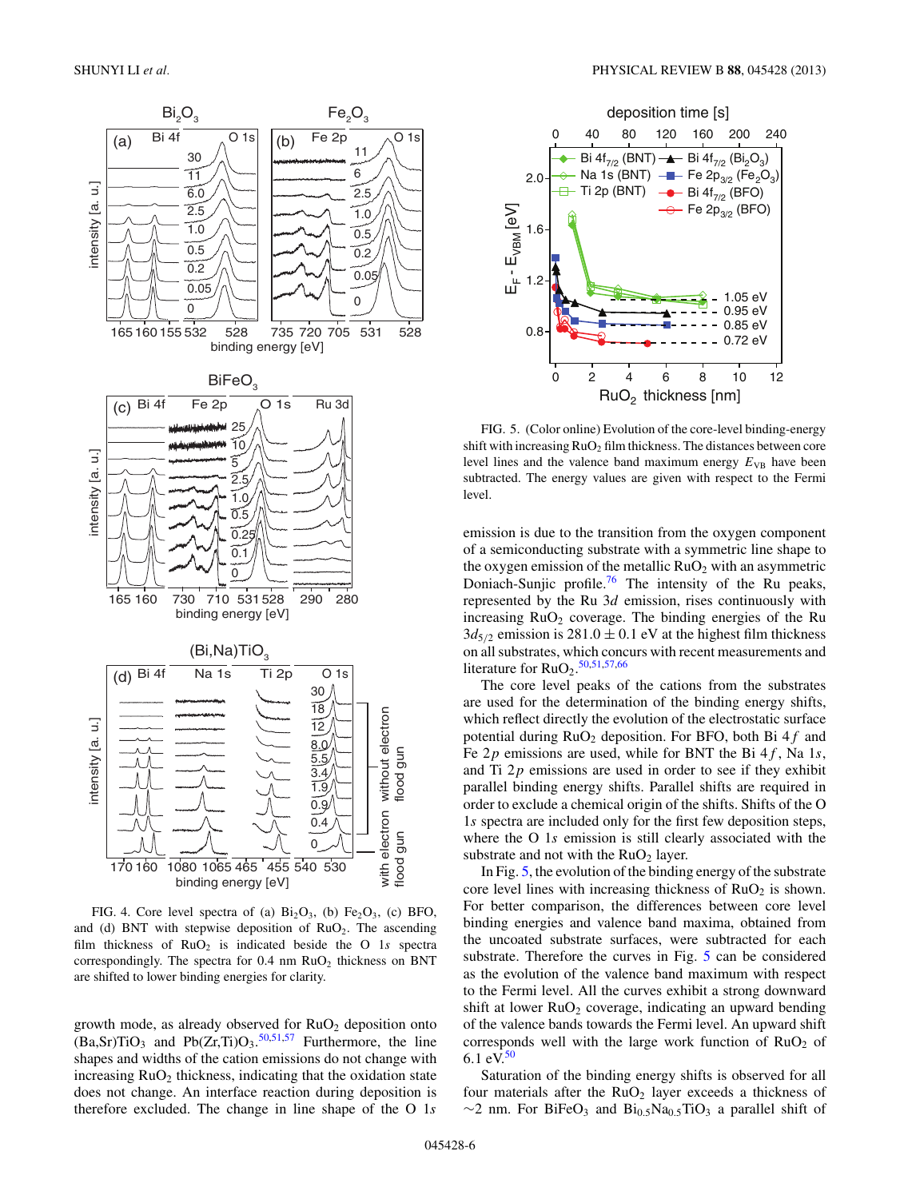FIG. 4. Core level spectra of (a) $Bi_2O_3$, (b) $Fe_2O_3$, (c) BFO, and (d) BNT with stepwise deposition of $RuO_2$. The ascending film thickness of $RuO_2$ is indicated beside the O 1*s* spectra correspondingly. The spectra for 0.4 nm $RuO_2$ thickness on BNT are shifted to lower binding energies for clarity.

growth mode, as already observed for $RuO_2$ deposition onto $(Ba,Sr)TiO_3$ and $Pb(Zr,Ti)O_3$.[50,51,57] Furthermore, the line shapes and widths of the cation emissions do not change with increasing $RuO_2$ thickness, indicating that the oxidation state does not change. An interface reaction during deposition is therefore excluded. The change in line shape of the O 1*s* emission is due to the transition from the oxygen component of a semiconducting substrate with a symmetric line shape to the oxygen emission of the metallic $RuO_2$ with an asymmetric Doniach-Sunjic profile.[76] The intensity of the Ru peaks, represented by the Ru 3*d* emission, rises continuously with increasing $RuO_2$ coverage. The binding energies of the Ru $3d_{5/2}$ emission is $281.0 \pm 0.1$ eV at the highest film thickness on all substrates, which concurs with recent measurements and literature for $RuO_2$.[50,51,57,66]

FIG. 5. (Color online) Evolution of the core-level binding-energy shift with increasing $RuO_2$ film thickness. The distances between core level lines and the valence band maximum energy $E_{VB}$ have been subtracted. The energy values are given with respect to the Fermi level.

The core level peaks of the cations from the substrates are used for the determination of the binding energy shifts, which reflect directly the evolution of the electrostatic surface potential during $RuO_2$ deposition. For BFO, both Bi 4*f* and Fe 2*p* emissions are used, while for BNT the Bi 4*f*, Na 1*s*, and Ti 2*p* emissions are used in order to see if they exhibit parallel binding energy shifts. Parallel shifts are required in order to exclude a chemical origin of the shifts. Shifts of the O 1*s* spectra are included only for the first few deposition steps, where the O 1*s* emission is still clearly associated with the substrate and not with the $RuO_2$ layer.

In Fig. 5, the evolution of the binding energy of the substrate core level lines with increasing thickness of $RuO_2$ is shown. For better comparison, the differences between core level binding energies and valence band maxima, obtained from the uncoated substrate surfaces, were subtracted for each substrate. Therefore the curves in Fig. 5 can be considered as the evolution of the valence band maximum with respect to the Fermi level. All the curves exhibit a strong downward shift at lower $RuO_2$ coverage, indicating an upward bending of the valence bands towards the Fermi level. An upward shift corresponds well with the large work function of $RuO_2$ of 6.1 eV.[50]

Saturation of the binding energy shifts is observed for all four materials after the $RuO_2$ layer exceeds a thickness of ~2 nm. For $BiFeO_3$ and $Bi_{0.5}Na_{0.5}TiO_3$ a parallel shift of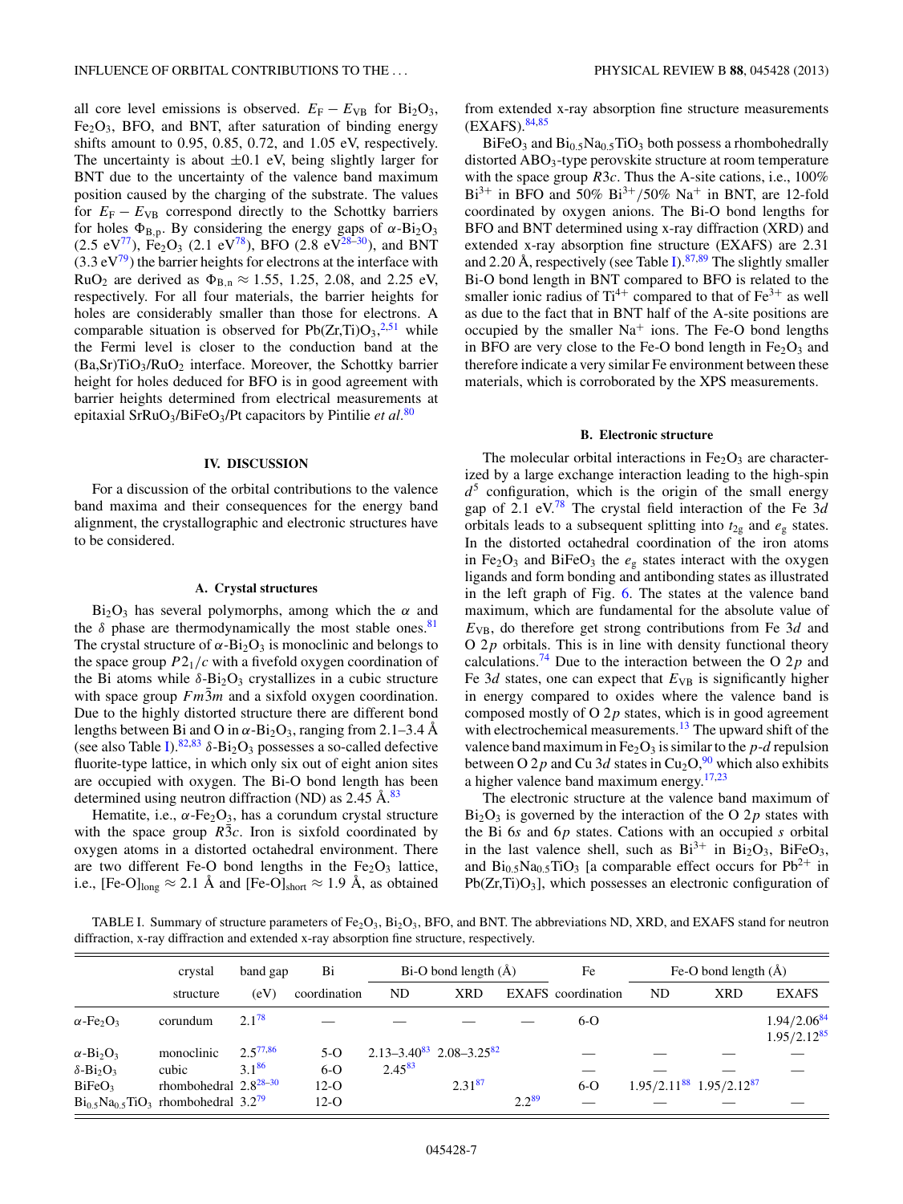all core level emissions is observed. $E_F - E_{VB}$ for $Bi_2O_3$, $Fe_2O_3$, BFO, and BNT, after saturation of binding energy shifts amount to 0.95, 0.85, 0.72, and 1.05 eV, respectively. The uncertainty is about ±0.1 eV, being slightly larger for BNT due to the uncertainty of the valence band maximum position caused by the charging of the substrate. The values for $E_F - E_{VB}$ correspond directly to the Schottky barriers for holes $\Phi_{B,p}$. By considering the energy gaps of $\alpha$-$Bi_2O_3$ (2.5 eV[77]), $Fe_2O_3$ (2.1 eV[78]), BFO (2.8 eV[28–30]), and BNT (3.3 eV[79]) the barrier heights for electrons at the interface with $RuO_2$ are derived as $\Phi_{B,n} \approx 1.55$, 1.25, 2.08, and 2.25 eV, respectively. For all four materials, the barrier heights for holes are considerably smaller than those for electrons. A comparable situation is observed for $Pb(Zr,Ti)O_3$,[2,51] while the Fermi level is closer to the conduction band at the $(Ba,Sr)TiO_3/RuO_2$ interface. Moreover, the Schottky barrier height for holes deduced for BFO is in good agreement with barrier heights determined from electrical measurements at epitaxial $SrRuO_3/BiFeO_3/Pt$ capacitors by Pintilie *et al.*[80]

## IV. DISCUSSION

For a discussion of the orbital contributions to the valence band maxima and their consequences for the energy band alignment, the crystallographic and electronic structures have to be considered.

### A. Crystal structures

$Bi_2O_3$ has several polymorphs, among which the $\alpha$ and the $\delta$ phase are thermodynamically the most stable ones.[81] The crystal structure of $\alpha$-$Bi_2O_3$ is monoclinic and belongs to the space group $P2_1/c$ with a fivefold oxygen coordination of the Bi atoms while $\delta$-$Bi_2O_3$ crystallizes in a cubic structure with space group $Fm\bar{3}m$ and a sixfold oxygen coordination. Due to the highly distorted structure there are different bond lengths between Bi and O in $\alpha$-$Bi_2O_3$, ranging from 2.1–3.4 Å (see also Table I).[82,83] $\delta$-$Bi_2O_3$ possesses a so-called defective fluorite-type lattice, in which only six out of eight anion sites are occupied with oxygen. The Bi-O bond length has been determined using neutron diffraction (ND) as 2.45 Å.[83]

Hematite, i.e., $\alpha$-$Fe_2O_3$, has a corundum crystal structure with the space group $R\bar{3}c$. Iron is sixfold coordinated by oxygen atoms in a distorted octahedral environment. There are two different Fe-O bond lengths in the $Fe_2O_3$ lattice, i.e., $[\text{Fe-O}]_{\text{long}} \approx 2.1$ Å and $[\text{Fe-O}]_{\text{short}} \approx 1.9$ Å, as obtained from extended x-ray absorption fine structure measurements (EXAFS).[84,85]

$BiFeO_3$ and $Bi_{0.5}Na_{0.5}TiO_3$ both possess a rhombohedrally distorted $ABO_3$-type perovskite structure at room temperature with the space group $R3c$. Thus the A-site cations, i.e., 100% $Bi^{3+}$ in BFO and 50% $Bi^{3+}$/50% $Na^+$ in BNT, are 12-fold coordinated by oxygen anions. The Bi-O bond lengths for BFO and BNT determined using x-ray diffraction (XRD) and extended x-ray absorption fine structure (EXAFS) are 2.31 and 2.20 Å, respectively (see Table I).[87,89] The slightly smaller Bi-O bond length in BNT compared to BFO is related to the smaller ionic radius of $Ti^{4+}$ compared to that of $Fe^{3+}$ as well as due to the fact that in BNT half of the A-site positions are occupied by the smaller $Na^+$ ions. The Fe-O bond lengths in BFO are very close to the Fe-O bond length in $Fe_2O_3$ and therefore indicate a very similar Fe environment between these materials, which is corroborated by the XPS measurements.

### B. Electronic structure

The molecular orbital interactions in $Fe_2O_3$ are characterized by a large exchange interaction leading to the high-spin $d^5$ configuration, which is the origin of the small energy gap of 2.1 eV.[78] The crystal field interaction of the Fe $3d$ orbitals leads to a subsequent splitting into $t_{2g}$ and $e_g$ states. In the distorted octahedral coordination of the iron atoms in $Fe_2O_3$ and $BiFeO_3$ the $e_g$ states interact with the oxygen ligands and form bonding and antibonding states as illustrated in the left graph of Fig. 6. The states at the valence band maximum, which are fundamental for the absolute value of $E_{VB}$, do therefore get strong contributions from Fe $3d$ and O $2p$ orbitals. This is in line with density functional theory calculations.[74] Due to the interaction between the O $2p$ and Fe $3d$ states, one can expect that $E_{VB}$ is significantly higher in energy compared to oxides where the valence band is composed mostly of O $2p$ states, which is in good agreement with electrochemical measurements.[13] The upward shift of the valence band maximum in $Fe_2O_3$ is similar to the $p$-$d$ repulsion between O $2p$ and Cu $3d$ states in $Cu_2O$,[90] which also exhibits a higher valence band maximum energy.[17,23]

The electronic structure at the valence band maximum of $Bi_2O_3$ is governed by the interaction of the O $2p$ states with the Bi $6s$ and $6p$ states. Cations with an occupied $s$ orbital in the last valence shell, such as $Bi^{3+}$ in $Bi_2O_3$, $BiFeO_3$, and $Bi_{0.5}Na_{0.5}TiO_3$ [a comparable effect occurs for $Pb^{2+}$ in $Pb(Zr,Ti)O_3$], which possesses an electronic configuration of

TABLE I. Summary of structure parameters of $Fe_2O_3$, $Bi_2O_3$, BFO, and BNT. The abbreviations ND, XRD, and EXAFS stand for neutron diffraction, x-ray diffraction and extended x-ray absorption fine structure, respectively.

| | crystal structure | band gap (eV) | Bi coordination | Bi-O bond length (Å) ND | Bi-O bond length (Å) XRD | Bi-O bond length (Å) EXAFS | Fe coordination | Fe-O bond length (Å) ND | Fe-O bond length (Å) XRD | Fe-O bond length (Å) EXAFS |
|---|---|---|---|---|---|---|---|---|---|---|
| $\alpha$-$Fe_2O_3$ | corundum | 2.1[78] | — | — | — | — | 6-O | | | 1.94/2.06[84] 1.95/2.12[85] |
| $\alpha$-$Bi_2O_3$ | monoclinic | 2.5[77,86] | 5-O | 2.13–3.40[83] | 2.08–3.25[82] | | — | — | — | — |
| $\delta$-$Bi_2O_3$ | cubic | 3.1[86] | 6-O | 2.45[83] | | | — | — | — | — |
| $BiFeO_3$ | rhombohedral | 2.8[28–30] | 12-O | | 2.31[87] | | 6-O | 1.95/2.11[88] | 1.95/2.12[87] | — |
| $Bi_{0.5}Na_{0.5}TiO_3$ | rhombohedral | 3.2[79] | 12-O | | | 2.2[89] | — | — | — | — |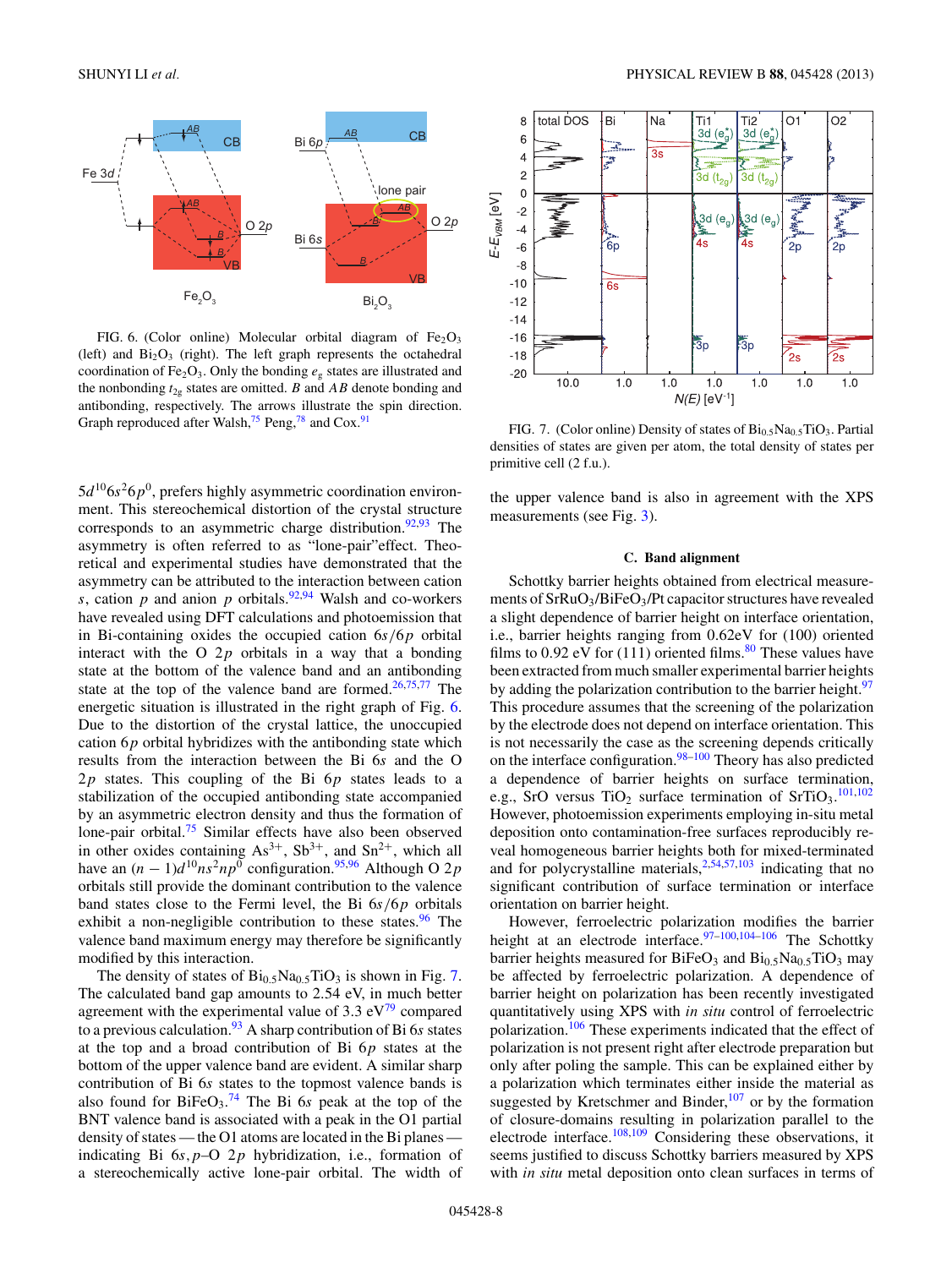FIG. 6. (Color online) Molecular orbital diagram of $Fe_2O_3$ (left) and $Bi_2O_3$ (right). The left graph represents the octahedral coordination of $Fe_2O_3$. Only the bonding $e_g$ states are illustrated and the nonbonding $t_{2g}$ states are omitted. $B$ and $AB$ denote bonding and antibonding, respectively. The arrows illustrate the spin direction. Graph reproduced after Walsh,[75] Peng,[78] and Cox.[91]

$5d^{10}6s^26p^0$, prefers highly asymmetric coordination environment. This stereochemical distortion of the crystal structure corresponds to an asymmetric charge distribution.[92,93] The asymmetry is often referred to as "lone-pair"effect. Theoretical and experimental studies have demonstrated that the asymmetry can be attributed to the interaction between cation $s$, cation $p$ and anion $p$ orbitals.[92,94] Walsh and co-workers have revealed using DFT calculations and photoemission that in Bi-containing oxides the occupied cation $6s/6p$ orbital interact with the O $2p$ orbitals in a way that a bonding state at the bottom of the valence band and an antibonding state at the top of the valence band are formed.[26,75,77] The energetic situation is illustrated in the right graph of Fig. 6. Due to the distortion of the crystal lattice, the unoccupied cation $6p$ orbital hybridizes with the antibonding state which results from the interaction between the Bi $6s$ and the O $2p$ states. This coupling of the Bi $6p$ states leads to a stabilization of the occupied antibonding state accompanied by an asymmetric electron density and thus the formation of lone-pair orbital.[75] Similar effects have also been observed in other oxides containing $As^{3+}$, $Sb^{3+}$, and $Sn^{2+}$, which all have an $(n-1)d^{10}ns^2np^0$ configuration.[95,96] Although O $2p$ orbitals still provide the dominant contribution to the valence band states close to the Fermi level, the Bi $6s/6p$ orbitals exhibit a non-negligible contribution to these states.[96] The valence band maximum energy may therefore be significantly modified by this interaction.

The density of states of $Bi_{0.5}Na_{0.5}TiO_3$ is shown in Fig. 7. The calculated band gap amounts to 2.54 eV, in much better agreement with the experimental value of 3.3 eV[79] compared to a previous calculation.[93] A sharp contribution of Bi $6s$ states at the top and a broad contribution of Bi $6p$ states at the bottom of the upper valence band are evident. A similar sharp contribution of Bi $6s$ states to the topmost valence bands is also found for $BiFeO_3$.[74] The Bi $6s$ peak at the top of the BNT valence band is associated with a peak in the O1 partial density of states — the O1 atoms are located in the Bi planes — indicating Bi $6s,p$–O $2p$ hybridization, i.e., formation of a stereochemically active lone-pair orbital. The width of the upper valence band is also in agreement with the XPS measurements (see Fig. 3).

FIG. 7. (Color online) Density of states of $Bi_{0.5}Na_{0.5}TiO_3$. Partial densities of states are given per atom, the total density of states per primitive cell (2 f.u.).

### C. Band alignment

Schottky barrier heights obtained from electrical measurements of $SrRuO_3/BiFeO_3/Pt$ capacitor structures have revealed a slight dependence of barrier height on interface orientation, i.e., barrier heights ranging from 0.62eV for (100) oriented films to 0.92 eV for (111) oriented films.[80] These values have been extracted from much smaller experimental barrier heights by adding the polarization contribution to the barrier height.[97] This procedure assumes that the screening of the polarization by the electrode does not depend on interface orientation. This is not necessarily the case as the screening depends critically on the interface configuration.[98–100] Theory has also predicted a dependence of barrier heights on surface termination, e.g., SrO versus $TiO_2$ surface termination of $SrTiO_3$.[101,102] However, photoemission experiments employing in-situ metal deposition onto contamination-free surfaces reproducibly reveal homogeneous barrier heights both for mixed-terminated and for polycrystalline materials,[2,54,57,103] indicating that no significant contribution of surface termination or interface orientation on barrier height.

However, ferroelectric polarization modifies the barrier height at an electrode interface.[97–100,104–106] The Schottky barrier heights measured for $BiFeO_3$ and $Bi_{0.5}Na_{0.5}TiO_3$ may be affected by ferroelectric polarization. A dependence of barrier height on polarization has been recently investigated quantitatively using XPS with *in situ* control of ferroelectric polarization.[106] These experiments indicated that the effect of polarization is not present right after electrode preparation but only after poling the sample. This can be explained either by a polarization which terminates either inside the material as suggested by Kretschmer and Binder,[107] or by the formation of closure-domains resulting in polarization parallel to the electrode interface.[108,109] Considering these observations, it seems justified to discuss Schottky barriers measured by XPS with *in situ* metal deposition onto clean surfaces in terms of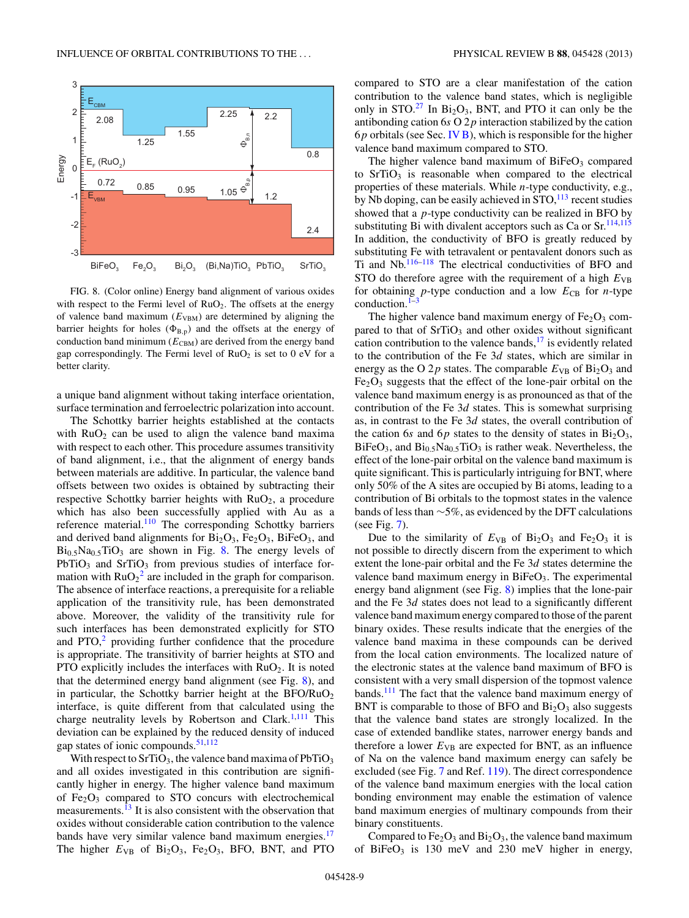FIG. 8. (Color online) Energy band alignment of various oxides with respect to the Fermi level of $RuO_2$. The offsets at the energy of valence band maximum ($E_{VBM}$) are determined by aligning the barrier heights for holes ($\Phi_{B,p}$) and the offsets at the energy of conduction band minimum ($E_{CBM}$) are derived from the energy band gap correspondingly. The Fermi level of $RuO_2$ is set to 0 eV for a better clarity.

a unique band alignment without taking interface orientation, surface termination and ferroelectric polarization into account.

The Schottky barrier heights established at the contacts with $RuO_2$ can be used to align the valence band maxima with respect to each other. This procedure assumes transitivity of band alignment, i.e., that the alignment of energy bands between materials are additive. In particular, the valence band offsets between two oxides is obtained by subtracting their respective Schottky barrier heights with $RuO_2$, a procedure which has also been successfully applied with Au as a reference material.[110] The corresponding Schottky barriers and derived band alignments for $Bi_2O_3$, $Fe_2O_3$, $BiFeO_3$, and $Bi_{0.5}Na_{0.5}TiO_3$ are shown in Fig. 8. The energy levels of $PbTiO_3$ and $SrTiO_3$ from previous studies of interface formation with $RuO_2$[2] are included in the graph for comparison. The absence of interface reactions, a prerequisite for a reliable application of the transitivity rule, has been demonstrated above. Moreover, the validity of the transitivity rule for such interfaces has been demonstrated explicitly for STO and PTO,[2] providing further confidence that the procedure is appropriate. The transitivity of barrier heights at STO and PTO explicitly includes the interfaces with $RuO_2$. It is noted that the determined energy band alignment (see Fig. 8), and in particular, the Schottky barrier height at the BFO/$RuO_2$ interface, is quite different from that calculated using the charge neutrality levels by Robertson and Clark.[1,111] This deviation can be explained by the reduced density of induced gap states of ionic compounds.[51,112]

With respect to $SrTiO_3$, the valence band maxima of $PbTiO_3$ and all oxides investigated in this contribution are significantly higher in energy. The higher valence band maximum of $Fe_2O_3$ compared to STO concurs with electrochemical measurements.[13] It is also consistent with the observation that oxides without considerable cation contribution to the valence bands have very similar valence band maximum energies.[17] The higher $E_{VB}$ of $Bi_2O_3$, $Fe_2O_3$, BFO, BNT, and PTO compared to STO are a clear manifestation of the cation contribution to the valence band states, which is negligible only in STO.[27] In $Bi_2O_3$, BNT, and PTO it can only be the antibonding cation $6s$ O $2p$ interaction stabilized by the cation $6p$ orbitals (see Sec. IV B), which is responsible for the higher valence band maximum compared to STO.

The higher valence band maximum of $BiFeO_3$ compared to $SrTiO_3$ is reasonable when compared to the electrical properties of these materials. While $n$-type conductivity, e.g., by Nb doping, can be easily achieved in STO,[113] recent studies showed that a $p$-type conductivity can be realized in BFO by substituting Bi with divalent acceptors such as Ca or Sr.[114,115] In addition, the conductivity of BFO is greatly reduced by substituting Fe with tetravalent or pentavalent donors such as Ti and Nb.[116–118] The electrical conductivities of BFO and STO do therefore agree with the requirement of a high $E_{VB}$ for obtaining $p$-type conduction and a low $E_{CB}$ for $n$-type conduction.[1–3]

The higher valence band maximum energy of $Fe_2O_3$ compared to that of $SrTiO_3$ and other oxides without significant cation contribution to the valence bands,[17] is evidently related to the contribution of the Fe $3d$ states, which are similar in energy as the O $2p$ states. The comparable $E_{VB}$ of $Bi_2O_3$ and $Fe_2O_3$ suggests that the effect of the lone-pair orbital on the valence band maximum energy is as pronounced as that of the contribution of the Fe $3d$ states. This is somewhat surprising as, in contrast to the Fe $3d$ states, the overall contribution of the cation $6s$ and $6p$ states to the density of states in $Bi_2O_3$, $BiFeO_3$, and $Bi_{0.5}Na_{0.5}TiO_3$ is rather weak. Nevertheless, the effect of the lone-pair orbital on the valence band maximum is quite significant. This is particularly intriguing for BNT, where only 50% of the A sites are occupied by Bi atoms, leading to a contribution of Bi orbitals to the topmost states in the valence bands of less than ~5%, as evidenced by the DFT calculations (see Fig. 7).

Due to the similarity of $E_{VB}$ of $Bi_2O_3$ and $Fe_2O_3$ it is not possible to directly discern from the experiment to which extent the lone-pair orbital and the Fe $3d$ states determine the valence band maximum energy in $BiFeO_3$. The experimental energy band alignment (see Fig. 8) implies that the lone-pair and the Fe $3d$ states does not lead to a significantly different valence band maximum energy compared to those of the parent binary oxides. These results indicate that the energies of the valence band maxima in these compounds can be derived from the local cation environments. The localized nature of the electronic states at the valence band maximum of BFO is consistent with a very small dispersion of the topmost valence bands.[111] The fact that the valence band maximum energy of BNT is comparable to those of BFO and $Bi_2O_3$ also suggests that the valence band states are strongly localized. In the case of extended bandlike states, narrower energy bands and therefore a lower $E_{VB}$ are expected for BNT, as an influence of Na on the valence band maximum energy can safely be excluded (see Fig. 7 and Ref. 119). The direct correspondence of the valence band maximum energies with the local cation bonding environment may enable the estimation of valence band maximum energies of multinary compounds from their binary constituents.

Compared to $Fe_2O_3$ and $Bi_2O_3$, the valence band maximum of $BiFeO_3$ is 130 meV and 230 meV higher in energy,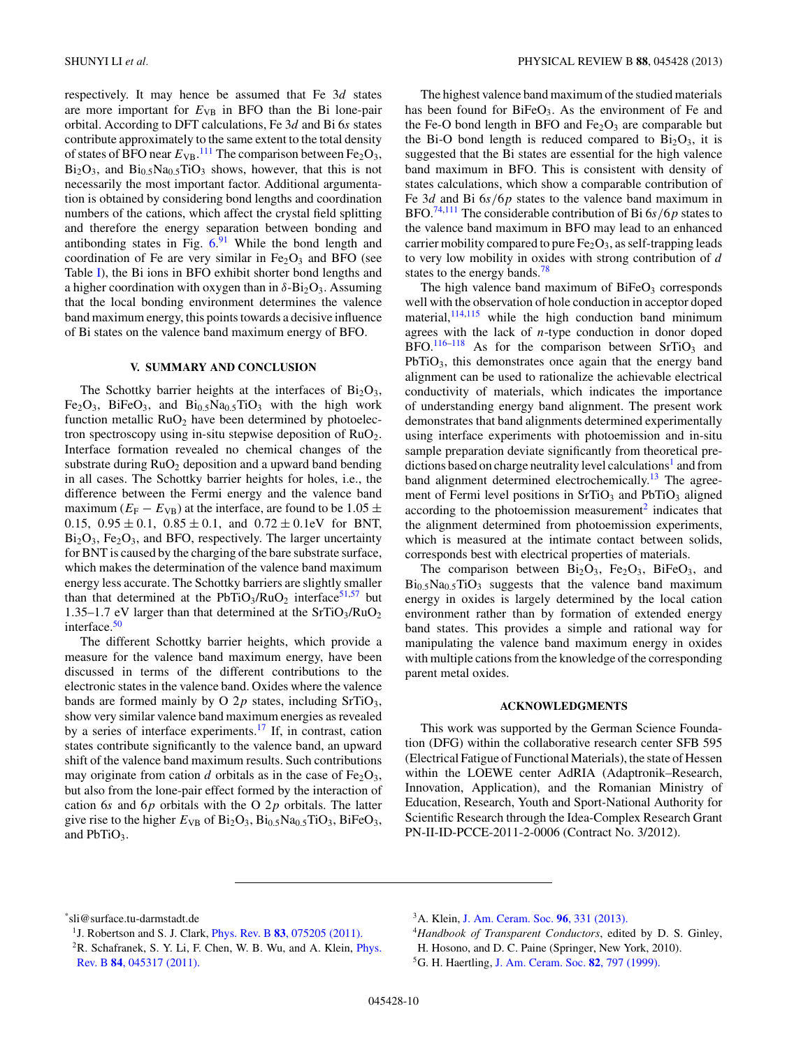respectively. It may hence be assumed that Fe 3$d$ states are more important for $E_{VB}$ in BFO than the Bi lone-pair orbital. According to DFT calculations, Fe 3$d$ and Bi 6$s$ states contribute approximately to the same extent to the total density of states of BFO near $E_{VB}$.[111] The comparison between $Fe_2O_3$, $Bi_2O_3$, and $Bi_{0.5}Na_{0.5}TiO_3$ shows, however, that this is not necessarily the most important factor. Additional argumentation is obtained by considering bond lengths and coordination numbers of the cations, which affect the crystal field splitting and therefore the energy separation between bonding and antibonding states in Fig. 6.[91] While the bond length and coordination of Fe are very similar in $Fe_2O_3$ and BFO (see Table I), the Bi ions in BFO exhibit shorter bond lengths and a higher coordination with oxygen than in $\delta$-$Bi_2O_3$. Assuming that the local bonding environment determines the valence band maximum energy, this points towards a decisive influence of Bi states on the valence band maximum energy of BFO.

## V. SUMMARY AND CONCLUSION

The Schottky barrier heights at the interfaces of $Bi_2O_3$, $Fe_2O_3$, $BiFeO_3$, and $Bi_{0.5}Na_{0.5}TiO_3$ with the high work function metallic $RuO_2$ have been determined by photoelectron spectroscopy using in-situ stepwise deposition of $RuO_2$. Interface formation revealed no chemical changes of the substrate during $RuO_2$ deposition and a upward band bending in all cases. The Schottky barrier heights for holes, i.e., the difference between the Fermi energy and the valence band maximum ($E_F - E_{VB}$) at the interface, are found to be $1.05 \pm 0.15$, $0.95 \pm 0.1$, $0.85 \pm 0.1$, and $0.72 \pm 0.1$eV for BNT, $Bi_2O_3$, $Fe_2O_3$, and BFO, respectively. The larger uncertainty for BNT is caused by the charging of the bare substrate surface, which makes the determination of the valence band maximum energy less accurate. The Schottky barriers are slightly smaller than that determined at the $PbTiO_3/RuO_2$ interface[51,57] but 1.35–1.7 eV larger than that determined at the $SrTiO_3/RuO_2$ interface.[50]

The different Schottky barrier heights, which provide a measure for the valence band maximum energy, have been discussed in terms of the different contributions to the electronic states in the valence band. Oxides where the valence bands are formed mainly by O 2$p$ states, including $SrTiO_3$, show very similar valence band maximum energies as revealed by a series of interface experiments.[17] If, in contrast, cation states contribute significantly to the valence band, an upward shift of the valence band maximum results. Such contributions may originate from cation $d$ orbitals as in the case of $Fe_2O_3$, but also from the lone-pair effect formed by the interaction of cation 6$s$ and 6$p$ orbitals with the O 2$p$ orbitals. The latter give rise to the higher $E_{VB}$ of $Bi_2O_3$, $Bi_{0.5}Na_{0.5}TiO_3$, $BiFeO_3$, and $PbTiO_3$.

The highest valence band maximum of the studied materials has been found for $BiFeO_3$. As the environment of Fe and the Fe-O bond length in BFO and $Fe_2O_3$ are comparable but the Bi-O bond length is reduced compared to $Bi_2O_3$, it is suggested that the Bi states are essential for the high valence band maximum in BFO. This is consistent with density of states calculations, which show a comparable contribution of Fe 3$d$ and Bi 6$s$/6$p$ states to the valence band maximum in BFO.[74,111] The considerable contribution of Bi 6$s$/6$p$ states to the valence band maximum in BFO may lead to an enhanced carrier mobility compared to pure $Fe_2O_3$, as self-trapping leads to very low mobility in oxides with strong contribution of $d$ states to the energy bands.[78]

The high valence band maximum of $BiFeO_3$ corresponds well with the observation of hole conduction in acceptor doped material,[114,115] while the high conduction band minimum agrees with the lack of $n$-type conduction in donor doped BFO.[116–118] As for the comparison between $SrTiO_3$ and $PbTiO_3$, this demonstrates once again that the energy band alignment can be used to rationalize the achievable electrical conductivity of materials, which indicates the importance of understanding energy band alignment. The present work demonstrates that band alignments determined experimentally using interface experiments with photoemission and in-situ sample preparation deviate significantly from theoretical predictions based on charge neutrality level calculations[1] and from band alignment determined electrochemically.[13] The agreement of Fermi level positions in $SrTiO_3$ and $PbTiO_3$ aligned according to the photoemission measurement[2] indicates that the alignment determined from photoemission experiments, which is measured at the intimate contact between solids, corresponds best with electrical properties of materials.

The comparison between $Bi_2O_3$, $Fe_2O_3$, $BiFeO_3$, and $Bi_{0.5}Na_{0.5}TiO_3$ suggests that the valence band maximum energy in oxides is largely determined by the local cation environment rather than by formation of extended energy band states. This provides a simple and rational way for manipulating the valence band maximum energy in oxides with multiple cations from the knowledge of the corresponding parent metal oxides.

## ACKNOWLEDGMENTS

This work was supported by the German Science Foundation (DFG) within the collaborative research center SFB 595 (Electrical Fatigue of Functional Materials), the state of Hessen within the LOEWE center AdRIA (Adaptronik–Research, Innovation, Application), and the Romanian Ministry of Education, Research, Youth and Sport-National Authority for Scientific Research through the Idea-Complex Research Grant PN-II-ID-PCCE-2011-2-0006 (Contract No. 3/2012).

---

*sli@surface.tu-darmstadt.de

[1] J. Robertson and S. J. Clark, Phys. Rev. B **83**, 075205 (2011).

[2] R. Schafranek, S. Y. Li, F. Chen, W. B. Wu, and A. Klein, Phys. Rev. B **84**, 045317 (2011).

[3] A. Klein, J. Am. Ceram. Soc. **96**, 331 (2013).

[4] *Handbook of Transparent Conductors*, edited by D. S. Ginley, H. Hosono, and D. C. Paine (Springer, New York, 2010).

[5] G. H. Haertling, J. Am. Ceram. Soc. **82**, 797 (1999).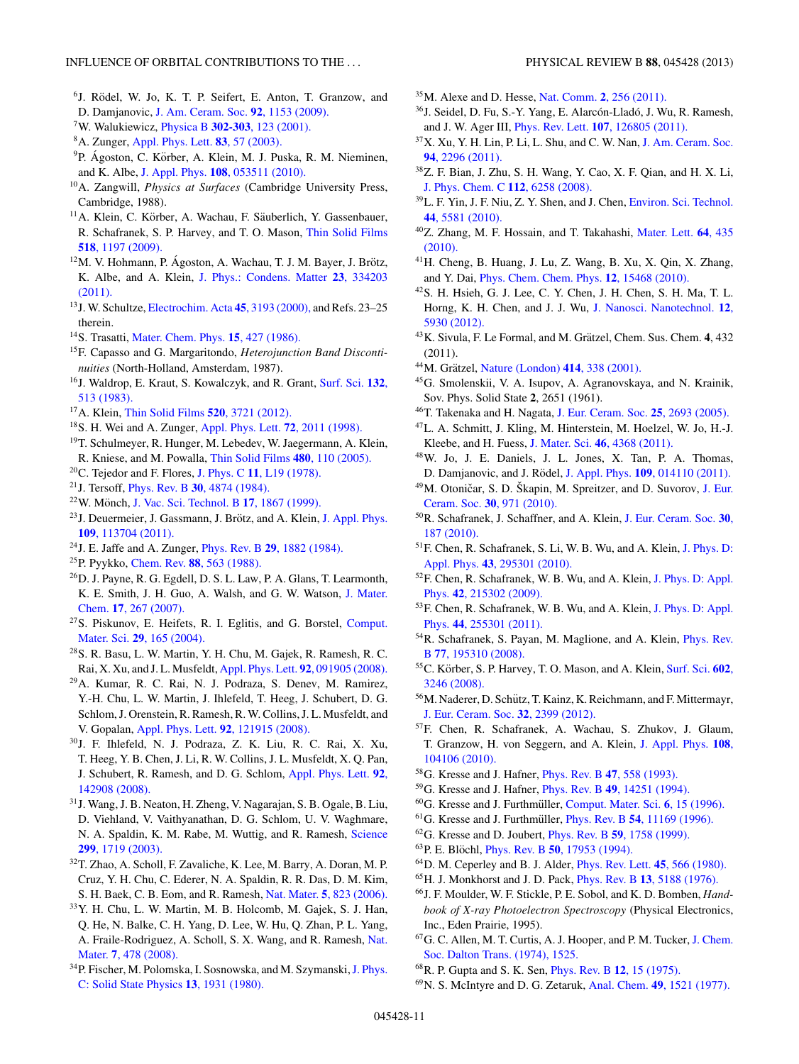[6] J. Rödel, W. Jo, K. T. P. Seifert, E. Anton, T. Granzow, and D. Damjanovic, J. Am. Ceram. Soc. **92**, 1153 (2009).

[7] W. Walukiewicz, Physica B **302-303**, 123 (2001).

[8] A. Zunger, Appl. Phys. Lett. **83**, 57 (2003).

[9] P. Ágoston, C. Körber, A. Klein, M. J. Puska, R. M. Nieminen, and K. Albe, J. Appl. Phys. **108**, 053511 (2010).

[10] A. Zangwill, *Physics at Surfaces* (Cambridge University Press, Cambridge, 1988).

[11] A. Klein, C. Körber, A. Wachau, F. Säuberlich, Y. Gassenbauer, R. Schafranek, S. P. Harvey, and T. O. Mason, Thin Solid Films **518**, 1197 (2009).

[12] M. V. Hohmann, P. Ágoston, A. Wachau, T. J. M. Bayer, J. Brötz, K. Albe, and A. Klein, J. Phys.: Condens. Matter **23**, 334203 (2011).

[13] J. W. Schultze, Electrochim. Acta **45**, 3193 (2000), and Refs. 23–25 therein.

[14] S. Trasatti, Mater. Chem. Phys. **15**, 427 (1986).

[15] F. Capasso and G. Margaritondo, *Heterojunction Band Discontinuities* (North-Holland, Amsterdam, 1987).

[16] J. Waldrop, E. Kraut, S. Kowalczyk, and R. Grant, Surf. Sci. **132**, 513 (1983).

[17] A. Klein, Thin Solid Films **520**, 3721 (2012).

[18] S. H. Wei and A. Zunger, Appl. Phys. Lett. **72**, 2011 (1998).

[19] T. Schulmeyer, R. Hunger, M. Lebedev, W. Jaegermann, A. Klein, R. Kniese, and M. Powalla, Thin Solid Films **480**, 110 (2005).

[20] C. Tejedor and F. Flores, J. Phys. C **11**, L19 (1978).

[21] J. Tersoff, Phys. Rev. B **30**, 4874 (1984).

[22] W. Mönch, J. Vac. Sci. Technol. B **17**, 1867 (1999).

[23] J. Deuermeier, J. Gassmann, J. Brötz, and A. Klein, J. Appl. Phys. **109**, 113704 (2011).

[24] J. E. Jaffe and A. Zunger, Phys. Rev. B **29**, 1882 (1984).

[25] P. Pyykko, Chem. Rev. **88**, 563 (1988).

[26] D. J. Payne, R. G. Egdell, D. S. L. Law, P. A. Glans, T. Learmonth, K. E. Smith, J. H. Guo, A. Walsh, and G. W. Watson, J. Mater. Chem. **17**, 267 (2007).

[27] S. Piskunov, E. Heifets, R. I. Eglitis, and G. Borstel, Comput. Mater. Sci. **29**, 165 (2004).

[28] S. R. Basu, L. W. Martin, Y. H. Chu, M. Gajek, R. Ramesh, R. C. Rai, X. Xu, and J. L. Musfeldt, Appl. Phys. Lett. **92**, 091905 (2008).

[29] A. Kumar, R. C. Rai, N. J. Podraza, S. Denev, M. Ramirez, Y.-H. Chu, L. W. Martin, J. Ihlefeld, T. Heeg, J. Schubert, D. G. Schlom, J. Orenstein, R. Ramesh, R. W. Collins, J. L. Musfeldt, and V. Gopalan, Appl. Phys. Lett. **92**, 121915 (2008).

[30] J. F. Ihlefeld, N. J. Podraza, Z. K. Liu, R. C. Rai, X. Xu, T. Heeg, Y. B. Chen, J. Li, R. W. Collins, J. L. Musfeldt, X. Q. Pan, J. Schubert, R. Ramesh, and D. G. Schlom, Appl. Phys. Lett. **92**, 142908 (2008).

[31] J. Wang, J. B. Neaton, H. Zheng, V. Nagarajan, S. B. Ogale, B. Liu, D. Viehland, V. Vaithyanathan, D. G. Schlom, U. V. Waghmare, N. A. Spaldin, K. M. Rabe, M. Wuttig, and R. Ramesh, Science **299**, 1719 (2003).

[32] T. Zhao, A. Scholl, F. Zavaliche, K. Lee, M. Barry, A. Doran, M. P. Cruz, Y. H. Chu, C. Ederer, N. A. Spaldin, R. R. Das, D. M. Kim, S. H. Baek, C. B. Eom, and R. Ramesh, Nat. Mater. **5**, 823 (2006).

[33] Y. H. Chu, L. W. Martin, M. B. Holcomb, M. Gajek, S. J. Han, Q. He, N. Balke, C. H. Yang, D. Lee, W. Hu, Q. Zhan, P. L. Yang, A. Fraile-Rodriguez, A. Scholl, S. X. Wang, and R. Ramesh, Nat. Mater. **7**, 478 (2008).

[34] P. Fischer, M. Polomska, I. Sosnowska, and M. Szymanski, J. Phys. C: Solid State Physics **13**, 1931 (1980).

[35] M. Alexe and D. Hesse, Nat. Comm. **2**, 256 (2011).

[36] J. Seidel, D. Fu, S.-Y. Yang, E. Alarcón-Lladó, J. Wu, R. Ramesh, and J. W. Ager III, Phys. Rev. Lett. **107**, 126805 (2011).

[37] X. Xu, Y. H. Lin, P. Li, L. Shu, and C. W. Nan, J. Am. Ceram. Soc. **94**, 2296 (2011).

[38] Z. F. Bian, J. Zhu, S. H. Wang, Y. Cao, X. F. Qian, and H. X. Li, J. Phys. Chem. C **112**, 6258 (2008).

[39] L. F. Yin, J. F. Niu, Z. Y. Shen, and J. Chen, Environ. Sci. Technol. **44**, 5581 (2010).

[40] Z. Zhang, M. F. Hossain, and T. Takahashi, Mater. Lett. **64**, 435 (2010).

[41] H. Cheng, B. Huang, J. Lu, Z. Wang, B. Xu, X. Qin, X. Zhang, and Y. Dai, Phys. Chem. Chem. Phys. **12**, 15468 (2010).

[42] S. H. Hsieh, G. J. Lee, C. Y. Chen, J. H. Chen, S. H. Ma, T. L. Horng, K. H. Chen, and J. J. Wu, J. Nanosci. Nanotechnol. **12**, 5930 (2012).

[43] K. Sivula, F. Le Formal, and M. Grätzel, Chem. Sus. Chem. **4**, 432 (2011).

[44] M. Grätzel, Nature (London) **414**, 338 (2001).

[45] G. Smolenskii, V. A. Isupov, A. Agranovskaya, and N. Krainik, Sov. Phys. Solid State **2**, 2651 (1961).

[46] T. Takenaka and H. Nagata, J. Eur. Ceram. Soc. **25**, 2693 (2005).

[47] L. A. Schmitt, J. Kling, M. Hinterstein, M. Hoelzel, W. Jo, H.-J. Kleebe, and H. Fuess, J. Mater. Sci. **46**, 4368 (2011).

[48] W. Jo, J. E. Daniels, J. L. Jones, X. Tan, P. A. Thomas, D. Damjanovic, and J. Rödel, J. Appl. Phys. **109**, 014110 (2011).

[49] M. Otoničar, S. D. Škapin, M. Spreitzer, and D. Suvorov, J. Eur. Ceram. Soc. **30**, 971 (2010).

[50] R. Schafranek, J. Schaffner, and A. Klein, J. Eur. Ceram. Soc. **30**, 187 (2010).

[51] F. Chen, R. Schafranek, S. Li, W. B. Wu, and A. Klein, J. Phys. D: Appl. Phys. **43**, 295301 (2010).

[52] F. Chen, R. Schafranek, W. B. Wu, and A. Klein, J. Phys. D: Appl. Phys. **42**, 215302 (2009).

[53] F. Chen, R. Schafranek, W. B. Wu, and A. Klein, J. Phys. D: Appl. Phys. **44**, 255301 (2011).

[54] R. Schafranek, S. Payan, M. Maglione, and A. Klein, Phys. Rev. B **77**, 195310 (2008).

[55] C. Körber, S. P. Harvey, T. O. Mason, and A. Klein, Surf. Sci. **602**, 3246 (2008).

[56] M. Naderer, D. Schütz, T. Kainz, K. Reichmann, and F. Mittermayr, J. Eur. Ceram. Soc. **32**, 2399 (2012).

[57] F. Chen, R. Schafranek, A. Wachau, S. Zhukov, J. Glaum, T. Granzow, H. von Seggern, and A. Klein, J. Appl. Phys. **108**, 104106 (2010).

[58] G. Kresse and J. Hafner, Phys. Rev. B **47**, 558 (1993).

[59] G. Kresse and J. Hafner, Phys. Rev. B **49**, 14251 (1994).

[60] G. Kresse and J. Furthmüller, Comput. Mater. Sci. **6**, 15 (1996).

[61] G. Kresse and J. Furthmüller, Phys. Rev. B **54**, 11169 (1996).

[62] G. Kresse and D. Joubert, Phys. Rev. B **59**, 1758 (1999).

[63] P. E. Blöchl, Phys. Rev. B **50**, 17953 (1994).

[64] D. M. Ceperley and B. J. Alder, Phys. Rev. Lett. **45**, 566 (1980).

[65] H. J. Monkhorst and J. D. Pack, Phys. Rev. B **13**, 5188 (1976).

[66] J. F. Moulder, W. F. Stickle, P. E. Sobol, and K. D. Bomben, *Handbook of X-ray Photoelectron Spectroscopy* (Physical Electronics, Inc., Eden Prairie, 1995).

[67] G. C. Allen, M. T. Curtis, A. J. Hooper, and P. M. Tucker, J. Chem. Soc. Dalton Trans. (1974), 1525.

[68] R. P. Gupta and S. K. Sen, Phys. Rev. B **12**, 15 (1975).

[69] N. S. McIntyre and D. G. Zetaruk, Anal. Chem. **49**, 1521 (1977).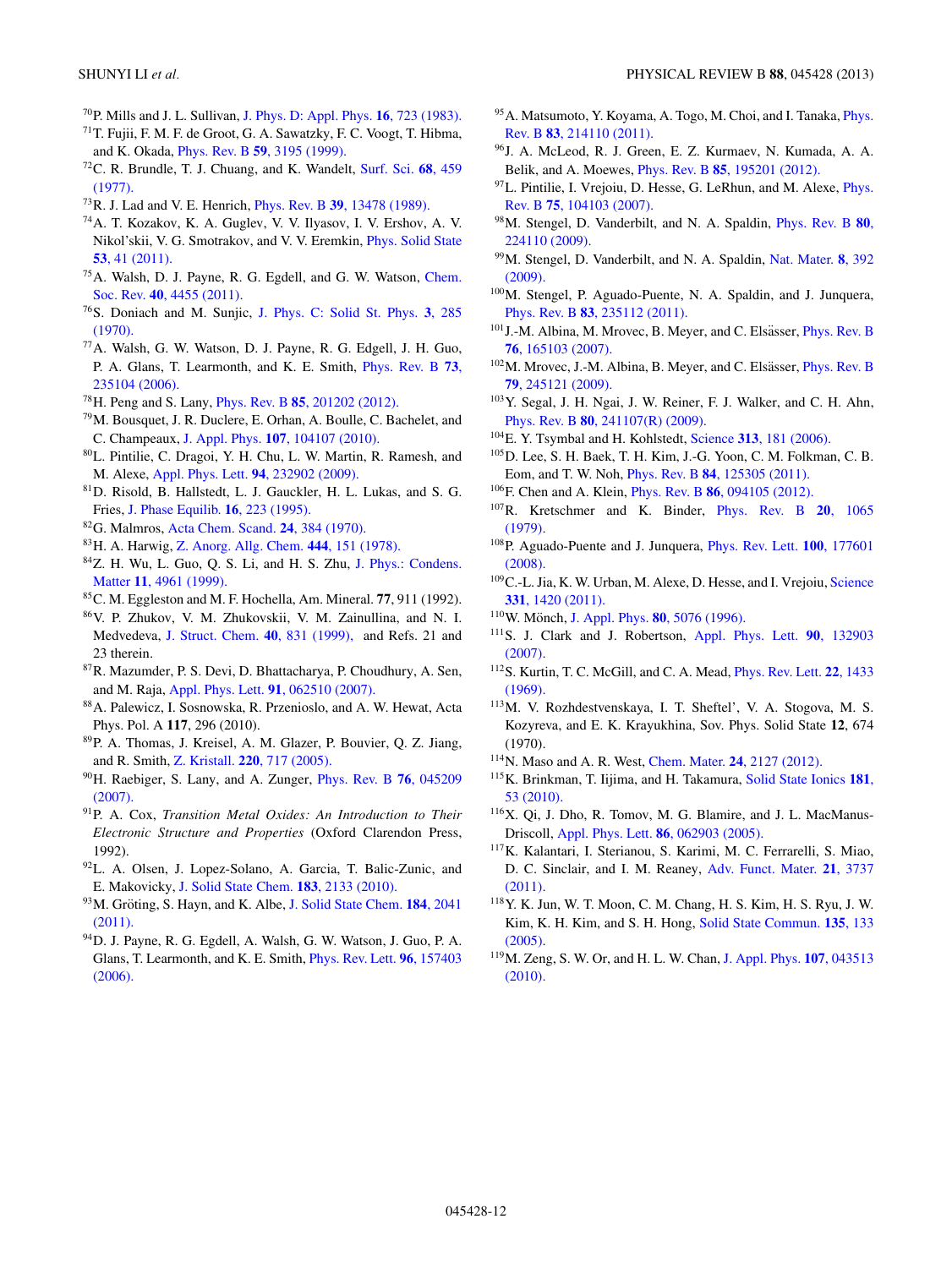[70] P. Mills and J. L. Sullivan, J. Phys. D: Appl. Phys. **16**, 723 (1983).

[71] T. Fujii, F. M. F. de Groot, G. A. Sawatzky, F. C. Voogt, T. Hibma, and K. Okada, Phys. Rev. B **59**, 3195 (1999).

[72] C. R. Brundle, T. J. Chuang, and K. Wandelt, Surf. Sci. **68**, 459 (1977).

[73] R. J. Lad and V. E. Henrich, Phys. Rev. B **39**, 13478 (1989).

[74] A. T. Kozakov, K. A. Guglev, V. V. Ilyasov, I. V. Ershov, A. V. Nikol'skii, V. G. Smotrakov, and V. V. Eremkin, Phys. Solid State **53**, 41 (2011).

[75] A. Walsh, D. J. Payne, R. G. Egdell, and G. W. Watson, Chem. Soc. Rev. **40**, 4455 (2011).

[76] S. Doniach and M. Sunjic, J. Phys. C: Solid St. Phys. **3**, 285 (1970).

[77] A. Walsh, G. W. Watson, D. J. Payne, R. G. Edgell, J. H. Guo, P. A. Glans, T. Learmonth, and K. E. Smith, Phys. Rev. B **73**, 235104 (2006).

[78] H. Peng and S. Lany, Phys. Rev. B **85**, 201202 (2012).

[79] M. Bousquet, J. R. Duclere, E. Orhan, A. Boulle, C. Bachelet, and C. Champeaux, J. Appl. Phys. **107**, 104107 (2010).

[80] L. Pintilie, C. Dragoi, Y. H. Chu, L. W. Martin, R. Ramesh, and M. Alexe, Appl. Phys. Lett. **94**, 232902 (2009).

[81] D. Risold, B. Hallstedt, L. J. Gauckler, H. L. Lukas, and S. G. Fries, J. Phase Equilib. **16**, 223 (1995).

[82] G. Malmros, Acta Chem. Scand. **24**, 384 (1970).

[83] H. A. Harwig, Z. Anorg. Allg. Chem. **444**, 151 (1978).

[84] Z. H. Wu, L. Guo, Q. S. Li, and H. S. Zhu, J. Phys.: Condens. Matter **11**, 4961 (1999).

[85] C. M. Eggleston and M. F. Hochella, Am. Mineral. **77**, 911 (1992).

[86] V. P. Zhukov, V. M. Zhukovskii, V. M. Zainullina, and N. I. Medvedeva, J. Struct. Chem. **40**, 831 (1999), and Refs. 21 and 23 therein.

[87] R. Mazumder, P. S. Devi, D. Bhattacharya, P. Choudhury, A. Sen, and M. Raja, Appl. Phys. Lett. **91**, 062510 (2007).

[88] A. Palewicz, I. Sosnowska, R. Przenioslo, and A. W. Hewat, Acta Phys. Pol. A **117**, 296 (2010).

[89] P. A. Thomas, J. Kreisel, A. M. Glazer, P. Bouvier, Q. Z. Jiang, and R. Smith, Z. Kristall. **220**, 717 (2005).

[90] H. Raebiger, S. Lany, and A. Zunger, Phys. Rev. B **76**, 045209 (2007).

[91] P. A. Cox, *Transition Metal Oxides: An Introduction to Their Electronic Structure and Properties* (Oxford Clarendon Press, 1992).

[92] L. A. Olsen, J. Lopez-Solano, A. Garcia, T. Balic-Zunic, and E. Makovicky, J. Solid State Chem. **183**, 2133 (2010).

[93] M. Gröting, S. Hayn, and K. Albe, J. Solid State Chem. **184**, 2041 (2011).

[94] D. J. Payne, R. G. Egdell, A. Walsh, G. W. Watson, J. Guo, P. A. Glans, T. Learmonth, and K. E. Smith, Phys. Rev. Lett. **96**, 157403 (2006).

[95] A. Matsumoto, Y. Koyama, A. Togo, M. Choi, and I. Tanaka, Phys. Rev. B **83**, 214110 (2011).

[96] J. A. McLeod, R. J. Green, E. Z. Kurmaev, N. Kumada, A. A. Belik, and A. Moewes, Phys. Rev. B **85**, 195201 (2012).

[97] L. Pintilie, I. Vrejoiu, D. Hesse, G. LeRhun, and M. Alexe, Phys. Rev. B **75**, 104103 (2007).

[98] M. Stengel, D. Vanderbilt, and N. A. Spaldin, Phys. Rev. B **80**, 224110 (2009).

[99] M. Stengel, D. Vanderbilt, and N. A. Spaldin, Nat. Mater. **8**, 392 (2009).

[100] M. Stengel, P. Aguado-Puente, N. A. Spaldin, and J. Junquera, Phys. Rev. B **83**, 235112 (2011).

[101] J.-M. Albina, M. Mrovec, B. Meyer, and C. Elsässer, Phys. Rev. B **76**, 165103 (2007).

[102] M. Mrovec, J.-M. Albina, B. Meyer, and C. Elsässer, Phys. Rev. B **79**, 245121 (2009).

[103] Y. Segal, J. H. Ngai, J. W. Reiner, F. J. Walker, and C. H. Ahn, Phys. Rev. B **80**, 241107(R) (2009).

[104] E. Y. Tsymbal and H. Kohlstedt, Science **313**, 181 (2006).

[105] D. Lee, S. H. Baek, T. H. Kim, J.-G. Yoon, C. M. Folkman, C. B. Eom, and T. W. Noh, Phys. Rev. B **84**, 125305 (2011).

[106] F. Chen and A. Klein, Phys. Rev. B **86**, 094105 (2012).

[107] R. Kretschmer and K. Binder, Phys. Rev. B **20**, 1065 (1979).

[108] P. Aguado-Puente and J. Junquera, Phys. Rev. Lett. **100**, 177601 (2008).

[109] C.-L. Jia, K. W. Urban, M. Alexe, D. Hesse, and I. Vrejoiu, Science **331**, 1420 (2011).

[110] W. Mönch, J. Appl. Phys. **80**, 5076 (1996).

[111] S. J. Clark and J. Robertson, Appl. Phys. Lett. **90**, 132903 (2007).

[112] S. Kurtin, T. C. McGill, and C. A. Mead, Phys. Rev. Lett. **22**, 1433 (1969).

[113] M. V. Rozhdestvenskaya, I. T. Sheftel', V. A. Stogova, M. S. Kozyreva, and E. K. Krayukhina, Sov. Phys. Solid State **12**, 674 (1970).

[114] N. Maso and A. R. West, Chem. Mater. **24**, 2127 (2012).

[115] K. Brinkman, T. Iijima, and H. Takamura, Solid State Ionics **181**, 53 (2010).

[116] X. Qi, J. Dho, R. Tomov, M. G. Blamire, and J. L. MacManus-Driscoll, Appl. Phys. Lett. **86**, 062903 (2005).

[117] K. Kalantari, I. Sterianou, S. Karimi, M. C. Ferrarelli, S. Miao, D. C. Sinclair, and I. M. Reaney, Adv. Funct. Mater. **21**, 3737 (2011).

[118] Y. K. Jun, W. T. Moon, C. M. Chang, H. S. Kim, H. S. Ryu, J. W. Kim, K. H. Kim, and S. H. Hong, Solid State Commun. **135**, 133 (2005).

[119] M. Zeng, S. W. Or, and H. L. W. Chan, J. Appl. Phys. **107**, 043513 (2010).